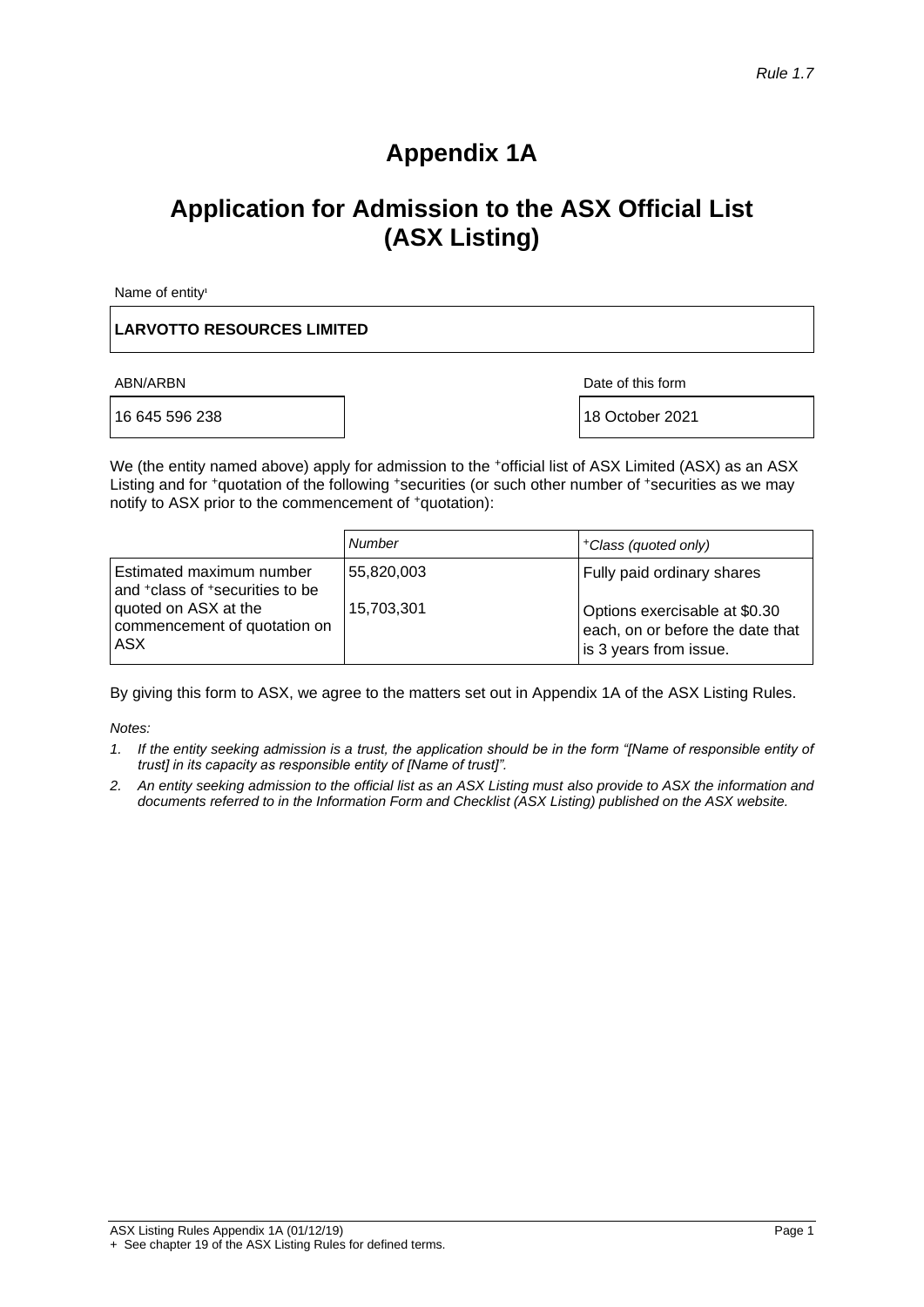*Rule 1.7*

# Appendix 1A

## Application for Admission to the ASX Official List (ASX Listing)

Name of entity[1]

**LARVOTTO RESOURCES LIMITED**

| ABN/ARBN | Date of this form |
| --- | --- |
| 16 645 596 238 | 18 October 2021 |

We (the entity named above) apply for admission to the +official list of ASX Limited (ASX) as an ASX Listing and for +quotation of the following +securities (or such other number of +securities as we may notify to ASX prior to the commencement of +quotation):

| | *Number* | *+Class (quoted only)* |
| --- | --- | --- |
| Estimated maximum number and +class of +securities to be quoted on ASX at the commencement of quotation on ASX | 55,820,003 | Fully paid ordinary shares |
| | 15,703,301 | Options exercisable at $0.30 each, on or before the date that is 3 years from issue. |

By giving this form to ASX, we agree to the matters set out in Appendix 1A of the ASX Listing Rules.

*Notes:*

1. *If the entity seeking admission is a trust, the application should be in the form "[Name of responsible entity of trust] in its capacity as responsible entity of [Name of trust]".*
2. *An entity seeking admission to the official list as an ASX Listing must also provide to ASX the information and documents referred to in the Information Form and Checklist (ASX Listing) published on the ASX website.*

ASX Listing Rules Appendix 1A (01/12/19)

\+ See chapter 19 of the ASX Listing Rules for defined terms.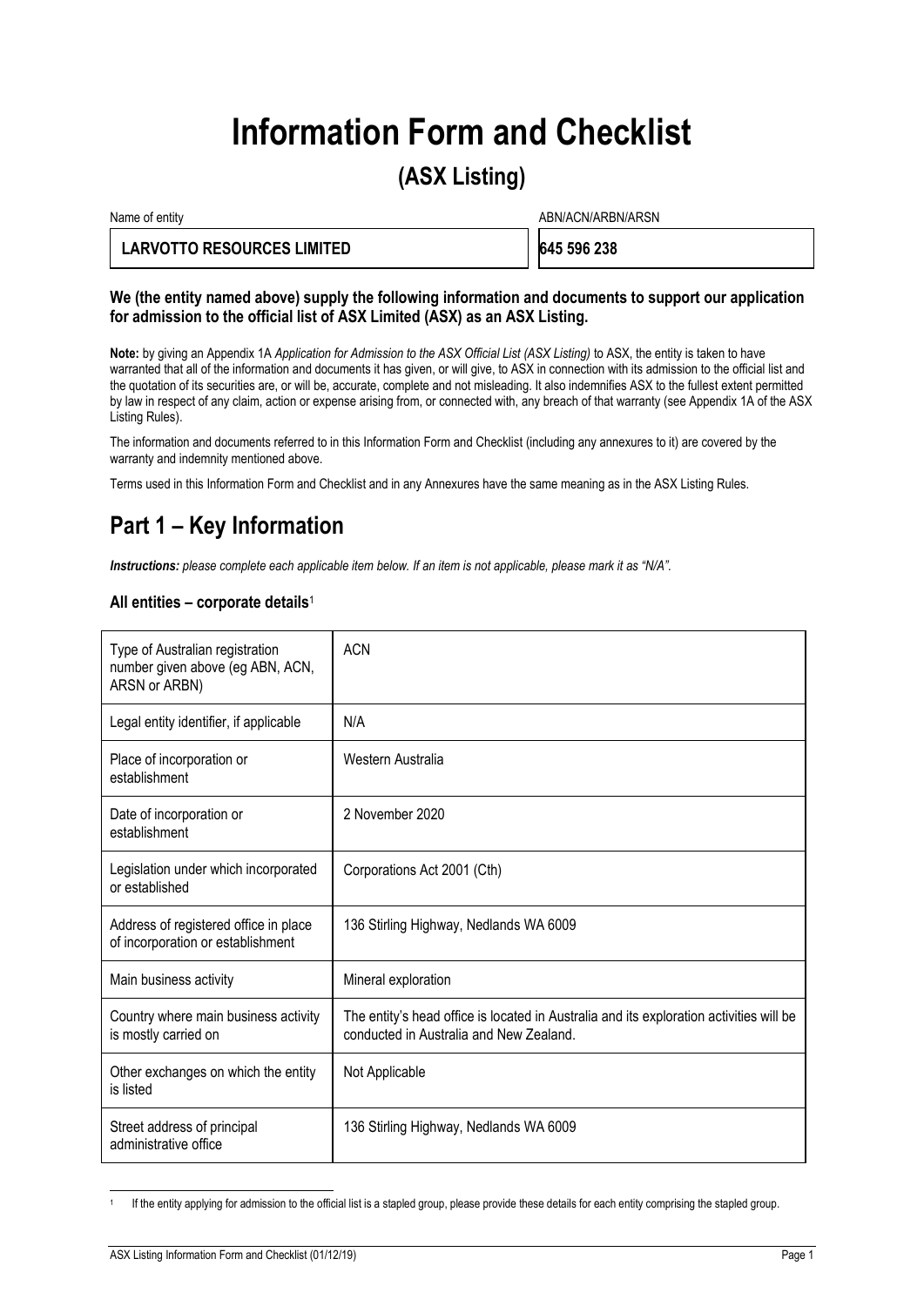# Information Form and Checklist

## (ASX Listing)

| Name of entity | ABN/ACN/ARBN/ARSN |
|---|---|
| **LARVOTTO RESOURCES LIMITED** | **645 596 238** |

**We (the entity named above) supply the following information and documents to support our application for admission to the official list of ASX Limited (ASX) as an ASX Listing.**

**Note:** by giving an Appendix 1A *Application for Admission to the ASX Official List (ASX Listing)* to ASX, the entity is taken to have warranted that all of the information and documents it has given, or will give, to ASX in connection with its admission to the official list and the quotation of its securities are, or will be, accurate, complete and not misleading. It also indemnifies ASX to the fullest extent permitted by law in respect of any claim, action or expense arising from, or connected with, any breach of that warranty (see Appendix 1A of the ASX Listing Rules).

The information and documents referred to in this Information Form and Checklist (including any annexures to it) are covered by the warranty and indemnity mentioned above.

Terms used in this Information Form and Checklist and in any Annexures have the same meaning as in the ASX Listing Rules.

## Part 1 – Key Information

***Instructions:*** *please complete each applicable item below. If an item is not applicable, please mark it as "N/A".*

### All entities – corporate details[1]

| Item | Details |
|---|---|
| Type of Australian registration number given above (eg ABN, ACN, ARSN or ARBN) | ACN |
| Legal entity identifier, if applicable | N/A |
| Place of incorporation or establishment | Western Australia |
| Date of incorporation or establishment | 2 November 2020 |
| Legislation under which incorporated or established | Corporations Act 2001 (Cth) |
| Address of registered office in place of incorporation or establishment | 136 Stirling Highway, Nedlands WA 6009 |
| Main business activity | Mineral exploration |
| Country where main business activity is mostly carried on | The entity's head office is located in Australia and its exploration activities will be conducted in Australia and New Zealand. |
| Other exchanges on which the entity is listed | Not Applicable |
| Street address of principal administrative office | 136 Stirling Highway, Nedlands WA 6009 |

[1] If the entity applying for admission to the official list is a stapled group, please provide these details for each entity comprising the stapled group.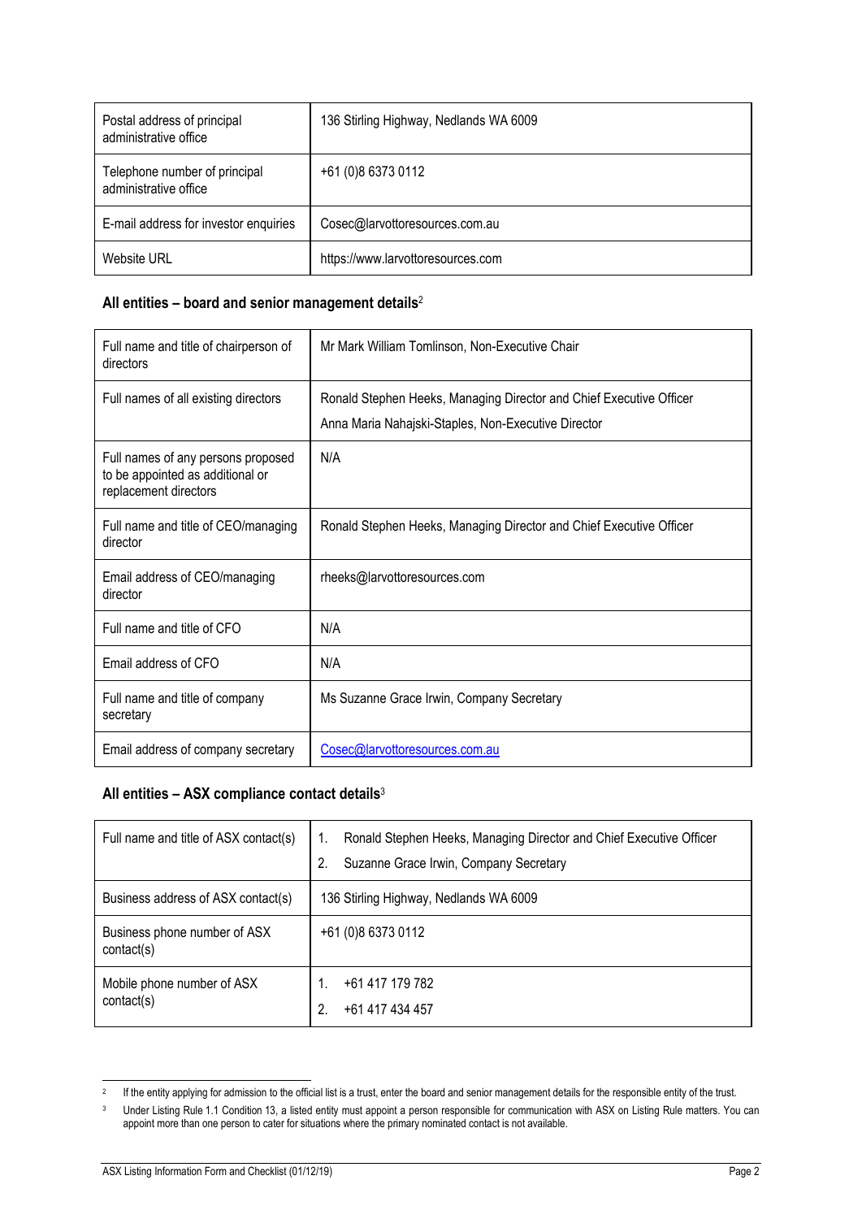| | |
|---|---|
| Postal address of principal administrative office | 136 Stirling Highway, Nedlands WA 6009 |
| Telephone number of principal administrative office | +61 (0)8 6373 0112 |
| E-mail address for investor enquiries | Cosec@larvottoresources.com.au |
| Website URL | https://www.larvottoresources.com |

### All entities – board and senior management details[2]

| | |
|---|---|
| Full name and title of chairperson of directors | Mr Mark William Tomlinson, Non-Executive Chair |
| Full names of all existing directors | Ronald Stephen Heeks, Managing Director and Chief Executive Officer<br>Anna Maria Nahajski-Staples, Non-Executive Director |
| Full names of any persons proposed to be appointed as additional or replacement directors | N/A |
| Full name and title of CEO/managing director | Ronald Stephen Heeks, Managing Director and Chief Executive Officer |
| Email address of CEO/managing director | rheeks@larvottoresources.com |
| Full name and title of CFO | N/A |
| Email address of CFO | N/A |
| Full name and title of company secretary | Ms Suzanne Grace Irwin, Company Secretary |
| Email address of company secretary | Cosec@larvottoresources.com.au |

### All entities – ASX compliance contact details[3]

| | |
|---|---|
| Full name and title of ASX contact(s) | 1. Ronald Stephen Heeks, Managing Director and Chief Executive Officer<br>2. Suzanne Grace Irwin, Company Secretary |
| Business address of ASX contact(s) | 136 Stirling Highway, Nedlands WA 6009 |
| Business phone number of ASX contact(s) | +61 (0)8 6373 0112 |
| Mobile phone number of ASX contact(s) | 1. +61 417 179 782<br>2. +61 417 434 457 |

[2] If the entity applying for admission to the official list is a trust, enter the board and senior management details for the responsible entity of the trust.

[3] Under Listing Rule 1.1 Condition 13, a listed entity must appoint a person responsible for communication with ASX on Listing Rule matters. You can appoint more than one person to cater for situations where the primary nominated contact is not available.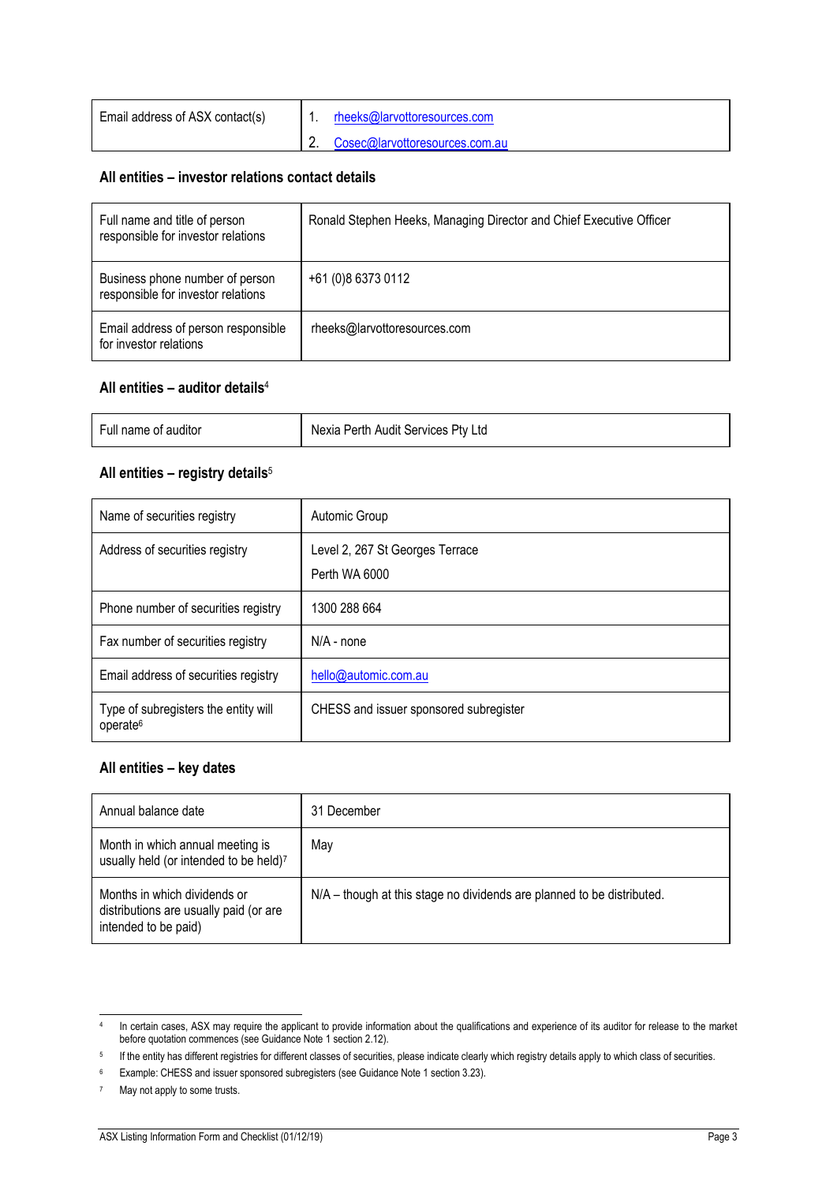| Email address of ASX contact(s) | 1. rheeks@larvottoresources.com<br>2. Cosec@larvottoresources.com.au |
|---|---|

**All entities – investor relations contact details**

| Full name and title of person responsible for investor relations | Ronald Stephen Heeks, Managing Director and Chief Executive Officer |
|---|---|
| Business phone number of person responsible for investor relations | +61 (0)8 6373 0112 |
| Email address of person responsible for investor relations | rheeks@larvottoresources.com |

**All entities – auditor details**[4]

| Full name of auditor | Nexia Perth Audit Services Pty Ltd |
|---|---|

**All entities – registry details**[5]

| Name of securities registry | Automic Group |
|---|---|
| Address of securities registry | Level 2, 267 St Georges Terrace<br>Perth WA 6000 |
| Phone number of securities registry | 1300 288 664 |
| Fax number of securities registry | N/A - none |
| Email address of securities registry | hello@automic.com.au |
| Type of subregisters the entity will operate[6] | CHESS and issuer sponsored subregister |

**All entities – key dates**

| Annual balance date | 31 December |
|---|---|
| Month in which annual meeting is usually held (or intended to be held)[7] | May |
| Months in which dividends or distributions are usually paid (or are intended to be paid) | N/A – though at this stage no dividends are planned to be distributed. |

[4] In certain cases, ASX may require the applicant to provide information about the qualifications and experience of its auditor for release to the market before quotation commences (see Guidance Note 1 section 2.12).

[5] If the entity has different registries for different classes of securities, please indicate clearly which registry details apply to which class of securities.

[6] Example: CHESS and issuer sponsored subregisters (see Guidance Note 1 section 3.23).

[7] May not apply to some trusts.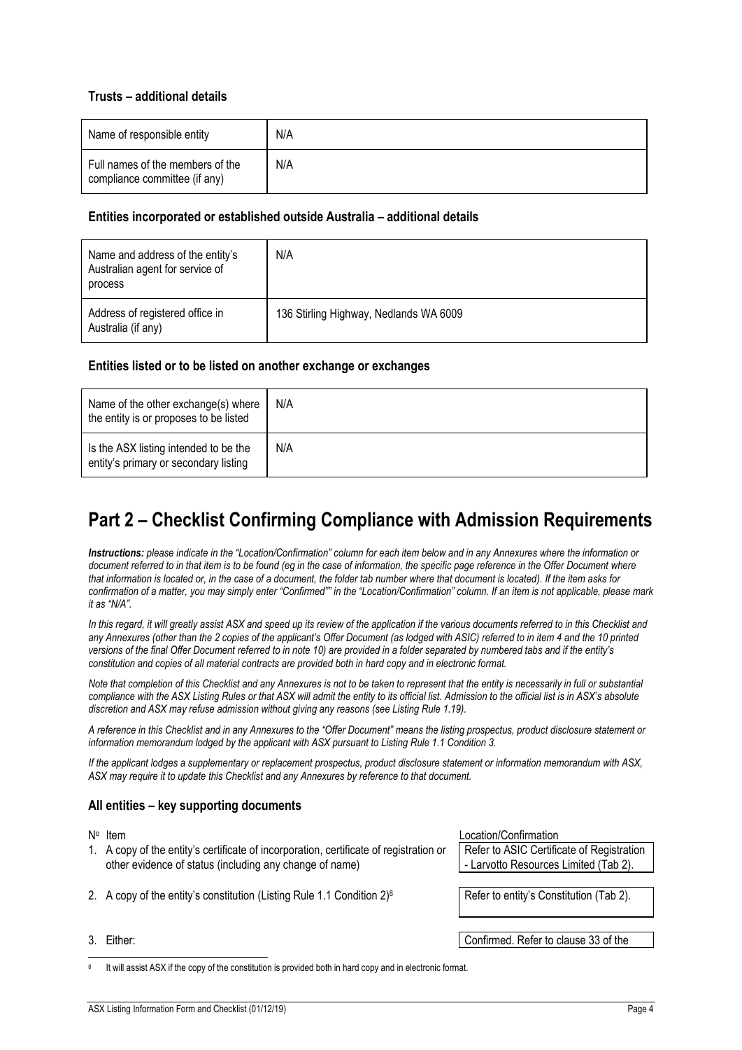### Trusts – additional details

| Name of responsible entity | N/A |
|---|---|
| Full names of the members of the compliance committee (if any) | N/A |

### Entities incorporated or established outside Australia – additional details

| Name and address of the entity's Australian agent for service of process | N/A |
|---|---|
| Address of registered office in Australia (if any) | 136 Stirling Highway, Nedlands WA 6009 |

### Entities listed or to be listed on another exchange or exchanges

| Name of the other exchange(s) where the entity is or proposes to be listed | N/A |
|---|---|
| Is the ASX listing intended to be the entity's primary or secondary listing | N/A |

# Part 2 – Checklist Confirming Compliance with Admission Requirements

***Instructions:*** *please indicate in the "Location/Confirmation" column for each item below and in any Annexures where the information or document referred to in that item is to be found (eg in the case of information, the specific page reference in the Offer Document where that information is located or, in the case of a document, the folder tab number where that document is located). If the item asks for confirmation of a matter, you may simply enter "Confirmed"" in the "Location/Confirmation" column. If an item is not applicable, please mark it as "N/A".*

*In this regard, it will greatly assist ASX and speed up its review of the application if the various documents referred to in this Checklist and any Annexures (other than the 2 copies of the applicant's Offer Document (as lodged with ASIC) referred to in item 4 and the 10 printed versions of the final Offer Document referred to in note 10) are provided in a folder separated by numbered tabs and if the entity's constitution and copies of all material contracts are provided both in hard copy and in electronic format.*

*Note that completion of this Checklist and any Annexures is not to be taken to represent that the entity is necessarily in full or substantial compliance with the ASX Listing Rules or that ASX will admit the entity to its official list. Admission to the official list is in ASX's absolute discretion and ASX may refuse admission without giving any reasons (see Listing Rule 1.19).*

*A reference in this Checklist and in any Annexures to the "Offer Document" means the listing prospectus, product disclosure statement or information memorandum lodged by the applicant with ASX pursuant to Listing Rule 1.1 Condition 3.*

*If the applicant lodges a supplementary or replacement prospectus, product disclosure statement or information memorandum with ASX, ASX may require it to update this Checklist and any Annexures by reference to that document.*

### All entities – key supporting documents

| Nº | Item | Location/Confirmation |
|---|---|---|
| 1. | A copy of the entity's certificate of incorporation, certificate of registration or other evidence of status (including any change of name) | Refer to ASIC Certificate of Registration - Larvotto Resources Limited (Tab 2). |
| 2. | A copy of the entity's constitution (Listing Rule 1.1 Condition 2)[8] | Refer to entity's Constitution (Tab 2). |
| 3. | Either: | Confirmed. Refer to clause 33 of the |

[8] It will assist ASX if the copy of the constitution is provided both in hard copy and in electronic format.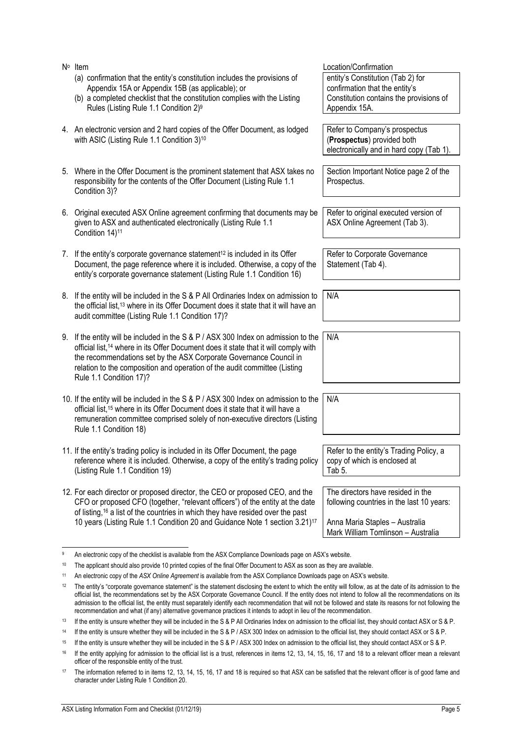| Nº | Item | Location/Confirmation |
|---|---|---|
| | (a) confirmation that the entity's constitution includes the provisions of Appendix 15A or Appendix 15B (as applicable); or<br>(b) a completed checklist that the constitution complies with the Listing Rules (Listing Rule 1.1 Condition 2)[9] | entity's Constitution (Tab 2) for confirmation that the entity's Constitution contains the provisions of Appendix 15A. |
| 4. | An electronic version and 2 hard copies of the Offer Document, as lodged with ASIC (Listing Rule 1.1 Condition 3)[10] | Refer to Company's prospectus (**Prospectus**) provided both electronically and in hard copy (Tab 1). |
| 5. | Where in the Offer Document is the prominent statement that ASX takes no responsibility for the contents of the Offer Document (Listing Rule 1.1 Condition 3)? | Section Important Notice page 2 of the Prospectus. |
| 6. | Original executed ASX Online agreement confirming that documents may be given to ASX and authenticated electronically (Listing Rule 1.1 Condition 14)[11] | Refer to original executed version of ASX Online Agreement (Tab 3). |
| 7. | If the entity's corporate governance statement[12] is included in its Offer Document, the page reference where it is included. Otherwise, a copy of the entity's corporate governance statement (Listing Rule 1.1 Condition 16) | Refer to Corporate Governance Statement (Tab 4). |
| 8. | If the entity will be included in the S & P All Ordinaries Index on admission to the official list,[13] where in its Offer Document does it state that it will have an audit committee (Listing Rule 1.1 Condition 17)? | N/A |
| 9. | If the entity will be included in the S & P / ASX 300 Index on admission to the official list,[14] where in its Offer Document does it state that it will comply with the recommendations set by the ASX Corporate Governance Council in relation to the composition and operation of the audit committee (Listing Rule 1.1 Condition 17)? | N/A |
| 10. | If the entity will be included in the S & P / ASX 300 Index on admission to the official list,[15] where in its Offer Document does it state that it will have a remuneration committee comprised solely of non-executive directors (Listing Rule 1.1 Condition 18) | N/A |
| 11. | If the entity's trading policy is included in its Offer Document, the page reference where it is included. Otherwise, a copy of the entity's trading policy (Listing Rule 1.1 Condition 19) | Refer to the entity's Trading Policy, a copy of which is enclosed at Tab 5. |
| 12. | For each director or proposed director, the CEO or proposed CEO, and the CFO or proposed CFO (together, "relevant officers") of the entity at the date of listing,[16] a list of the countries in which they have resided over the past 10 years (Listing Rule 1.1 Condition 20 and Guidance Note 1 section 3.21)[17] | The directors have resided in the following countries in the last 10 years:<br><br>Anna Maria Staples – Australia<br>Mark William Tomlinson – Australia |

[9] An electronic copy of the checklist is available from the ASX Compliance Downloads page on ASX's website.

[10] The applicant should also provide 10 printed copies of the final Offer Document to ASX as soon as they are available.

[11] An electronic copy of the *ASX Online Agreement* is available from the ASX Compliance Downloads page on ASX's website.

[12] The entity's "corporate governance statement" is the statement disclosing the extent to which the entity will follow, as at the date of its admission to the official list, the recommendations set by the ASX Corporate Governance Council. If the entity does not intend to follow all the recommendations on its admission to the official list, the entity must separately identify each recommendation that will not be followed and state its reasons for not following the recommendation and what (if any) alternative governance practices it intends to adopt in lieu of the recommendation.

[13] If the entity is unsure whether they will be included in the S & P All Ordinaries Index on admission to the official list, they should contact ASX or S & P.

[14] If the entity is unsure whether they will be included in the S & P / ASX 300 Index on admission to the official list, they should contact ASX or S & P.

[15] If the entity is unsure whether they will be included in the S & P / ASX 300 Index on admission to the official list, they should contact ASX or S & P.

[16] If the entity applying for admission to the official list is a trust, references in items 12, 13, 14, 15, 16, 17 and 18 to a relevant officer mean a relevant officer of the responsible entity of the trust.

[17] The information referred to in items 12, 13, 14, 15, 16, 17 and 18 is required so that ASX can be satisfied that the relevant officer is of good fame and character under Listing Rule 1 Condition 20.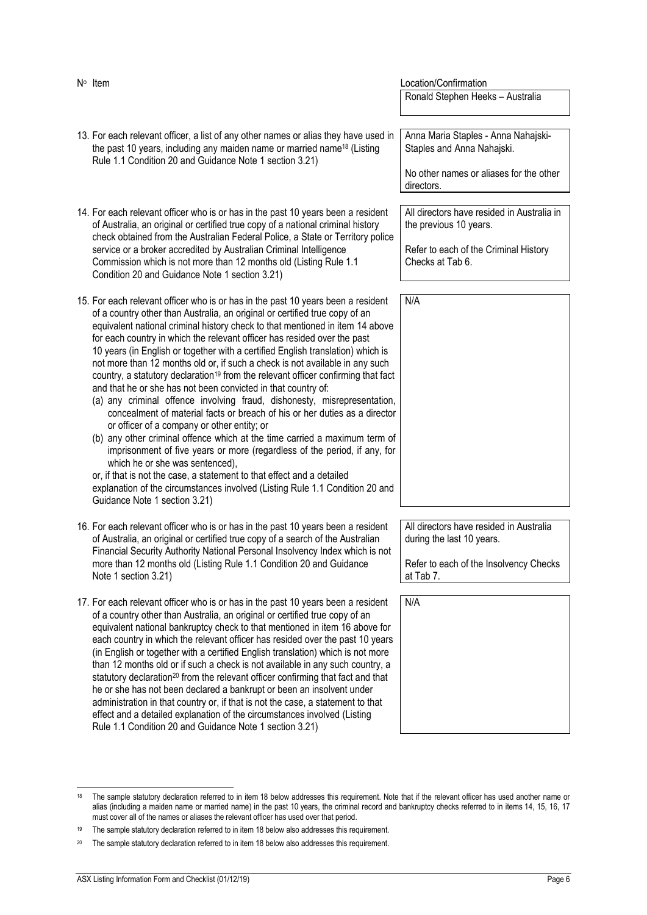| Nº Item | Location/Confirmation |
|---|---|
| | Ronald Stephen Heeks – Australia |
| 13. For each relevant officer, a list of any other names or alias they have used in the past 10 years, including any maiden name or married name[18] (Listing Rule 1.1 Condition 20 and Guidance Note 1 section 3.21) | Anna Maria Staples - Anna Nahajski-Staples and Anna Nahajski.<br><br>No other names or aliases for the other directors. |
| 14. For each relevant officer who is or has in the past 10 years been a resident of Australia, an original or certified true copy of a national criminal history check obtained from the Australian Federal Police, a State or Territory police service or a broker accredited by Australian Criminal Intelligence Commission which is not more than 12 months old (Listing Rule 1.1 Condition 20 and Guidance Note 1 section 3.21) | All directors have resided in Australia in the previous 10 years.<br><br>Refer to each of the Criminal History Checks at Tab 6. |
| 15. For each relevant officer who is or has in the past 10 years been a resident of a country other than Australia, an original or certified true copy of an equivalent national criminal history check to that mentioned in item 14 above for each country in which the relevant officer has resided over the past 10 years (in English or together with a certified English translation) which is not more than 12 months old or, if such a check is not available in any such country, a statutory declaration[19] from the relevant officer confirming that fact and that he or she has not been convicted in that country of:<br>(a) any criminal offence involving fraud, dishonesty, misrepresentation, concealment of material facts or breach of his or her duties as a director or officer of a company or other entity; or<br>(b) any other criminal offence which at the time carried a maximum term of imprisonment of five years or more (regardless of the period, if any, for which he or she was sentenced),<br>or, if that is not the case, a statement to that effect and a detailed explanation of the circumstances involved (Listing Rule 1.1 Condition 20 and Guidance Note 1 section 3.21) | N/A |
| 16. For each relevant officer who is or has in the past 10 years been a resident of Australia, an original or certified true copy of a search of the Australian Financial Security Authority National Personal Insolvency Index which is not more than 12 months old (Listing Rule 1.1 Condition 20 and Guidance Note 1 section 3.21) | All directors have resided in Australia during the last 10 years.<br><br>Refer to each of the Insolvency Checks at Tab 7. |
| 17. For each relevant officer who is or has in the past 10 years been a resident of a country other than Australia, an original or certified true copy of an equivalent national bankruptcy check to that mentioned in item 16 above for each country in which the relevant officer has resided over the past 10 years (in English or together with a certified English translation) which is not more than 12 months old or if such a check is not available in any such country, a statutory declaration[20] from the relevant officer confirming that fact and that he or she has not been declared a bankrupt or been an insolvent under administration in that country or, if that is not the case, a statement to that effect and a detailed explanation of the circumstances involved (Listing Rule 1.1 Condition 20 and Guidance Note 1 section 3.21) | N/A |

[18] The sample statutory declaration referred to in item 18 below addresses this requirement. Note that if the relevant officer has used another name or alias (including a maiden name or married name) in the past 10 years, the criminal record and bankruptcy checks referred to in items 14, 15, 16, 17 must cover all of the names or aliases the relevant officer has used over that period.

[19] The sample statutory declaration referred to in item 18 below also addresses this requirement.

[20] The sample statutory declaration referred to in item 18 below also addresses this requirement.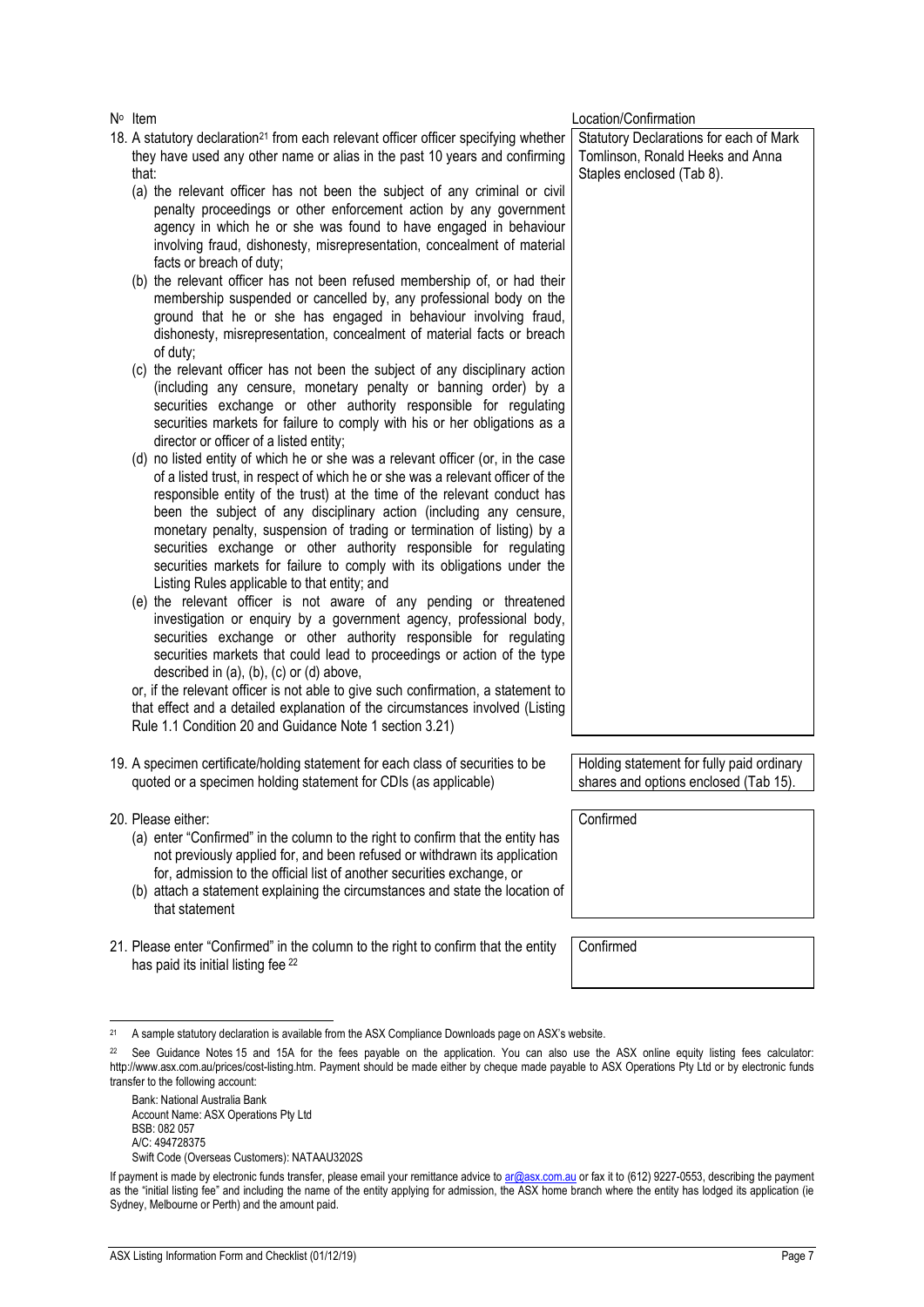| Nº Item | Location/Confirmation |
| --- | --- |
| 18. A statutory declaration[21] from each relevant officer officer specifying whether they have used any other name or alias in the past 10 years and confirming that:<br>(a) the relevant officer has not been the subject of any criminal or civil penalty proceedings or other enforcement action by any government agency in which he or she was found to have engaged in behaviour involving fraud, dishonesty, misrepresentation, concealment of material facts or breach of duty;<br>(b) the relevant officer has not been refused membership of, or had their membership suspended or cancelled by, any professional body on the ground that he or she has engaged in behaviour involving fraud, dishonesty, misrepresentation, concealment of material facts or breach of duty;<br>(c) the relevant officer has not been the subject of any disciplinary action (including any censure, monetary penalty or banning order) by a securities exchange or other authority responsible for regulating securities markets for failure to comply with his or her obligations as a director or officer of a listed entity;<br>(d) no listed entity of which he or she was a relevant officer (or, in the case of a listed trust, in respect of which he or she was a relevant officer of the responsible entity of the trust) at the time of the relevant conduct has been the subject of any disciplinary action (including any censure, monetary penalty, suspension of trading or termination of listing) by a securities exchange or other authority responsible for regulating securities markets for failure to comply with its obligations under the Listing Rules applicable to that entity; and<br>(e) the relevant officer is not aware of any pending or threatened investigation or enquiry by a government agency, professional body, securities exchange or other authority responsible for regulating securities markets that could lead to proceedings or action of the type described in (a), (b), (c) or (d) above,<br>or, if the relevant officer is not able to give such confirmation, a statement to that effect and a detailed explanation of the circumstances involved (Listing Rule 1.1 Condition 20 and Guidance Note 1 section 3.21) | Statutory Declarations for each of Mark Tomlinson, Ronald Heeks and Anna Staples enclosed (Tab 8). |
| 19. A specimen certificate/holding statement for each class of securities to be quoted or a specimen holding statement for CDIs (as applicable) | Holding statement for fully paid ordinary shares and options enclosed (Tab 15). |
| 20. Please either:<br>(a) enter "Confirmed" in the column to the right to confirm that the entity has not previously applied for, and been refused or withdrawn its application for, admission to the official list of another securities exchange, or<br>(b) attach a statement explaining the circumstances and state the location of that statement | Confirmed |
| 21. Please enter "Confirmed" in the column to the right to confirm that the entity has paid its initial listing fee [22] | Confirmed |

[21] A sample statutory declaration is available from the ASX Compliance Downloads page on ASX's website.

[22] See Guidance Notes 15 and 15A for the fees payable on the application. You can also use the ASX online equity listing fees calculator: http://www.asx.com.au/prices/cost-listing.htm. Payment should be made either by cheque made payable to ASX Operations Pty Ltd or by electronic funds transfer to the following account:

Bank: National Australia Bank
Account Name: ASX Operations Pty Ltd
BSB: 082 057
A/C: 494728375
Swift Code (Overseas Customers): NATAAU3202S

If payment is made by electronic funds transfer, please email your remittance advice to ar@asx.com.au or fax it to (612) 9227-0553, describing the payment as the "initial listing fee" and including the name of the entity applying for admission, the ASX home branch where the entity has lodged its application (ie Sydney, Melbourne or Perth) and the amount paid.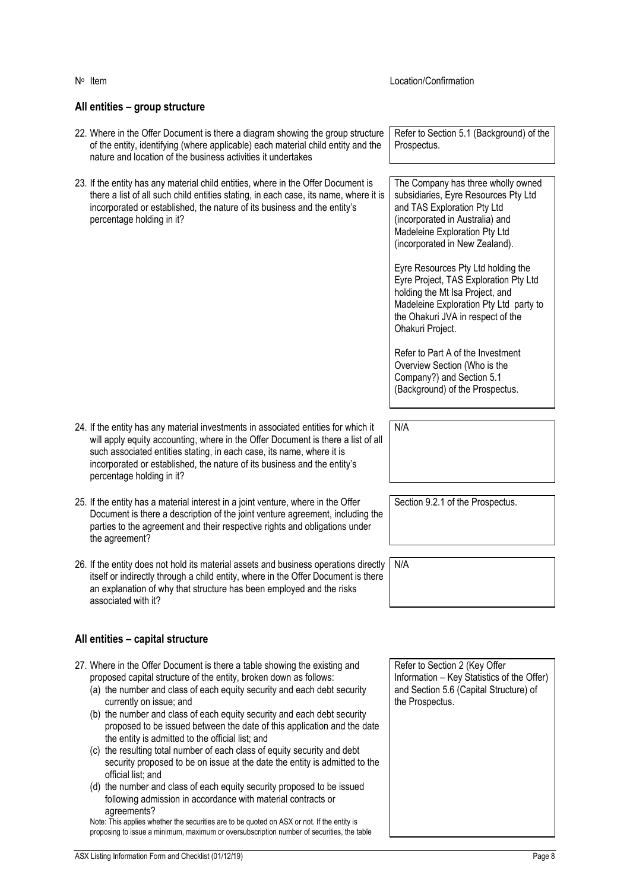| Nº Item | Location/Confirmation |
|---|---|
| **All entities – group structure** | |
| 22. Where in the Offer Document is there a diagram showing the group structure of the entity, identifying (where applicable) each material child entity and the nature and location of the business activities it undertakes | Refer to Section 5.1 (Background) of the Prospectus. |
| 23. If the entity has any material child entities, where in the Offer Document is there a list of all such child entities stating, in each case, its name, where it is incorporated or established, the nature of its business and the entity's percentage holding in it? | The Company has three wholly owned subsidiaries, Eyre Resources Pty Ltd and TAS Exploration Pty Ltd (incorporated in Australia) and Madeleine Exploration Pty Ltd (incorporated in New Zealand).<br><br>Eyre Resources Pty Ltd holding the Eyre Project, TAS Exploration Pty Ltd holding the Mt Isa Project, and Madeleine Exploration Pty Ltd party to the Ohakuri JVA in respect of the Ohakuri Project.<br><br>Refer to Part A of the Investment Overview Section (Who is the Company?) and Section 5.1 (Background) of the Prospectus. |
| 24. If the entity has any material investments in associated entities for which it will apply equity accounting, where in the Offer Document is there a list of all such associated entities stating, in each case, its name, where it is incorporated or established, the nature of its business and the entity's percentage holding in it? | N/A |
| 25. If the entity has a material interest in a joint venture, where in the Offer Document is there a description of the joint venture agreement, including the parties to the agreement and their respective rights and obligations under the agreement? | Section 9.2.1 of the Prospectus. |
| 26. If the entity does not hold its material assets and business operations directly itself or indirectly through a child entity, where in the Offer Document is there an explanation of why that structure has been employed and the risks associated with it? | N/A |
| **All entities – capital structure** | |
| 27. Where in the Offer Document is there a table showing the existing and proposed capital structure of the entity, broken down as follows:<br>(a) the number and class of each equity security and each debt security currently on issue; and<br>(b) the number and class of each equity security and each debt security proposed to be issued between the date of this application and the date the entity is admitted to the official list; and<br>(c) the resulting total number of each class of equity security and debt security proposed to be on issue at the date the entity is admitted to the official list; and<br>(d) the number and class of each equity security proposed to be issued following admission in accordance with material contracts or agreements?<br>Note: This applies whether the securities are to be quoted on ASX or not. If the entity is proposing to issue a minimum, maximum or oversubscription number of securities, the table | Refer to Section 2 (Key Offer Information – Key Statistics of the Offer) and Section 5.6 (Capital Structure) of the Prospectus. |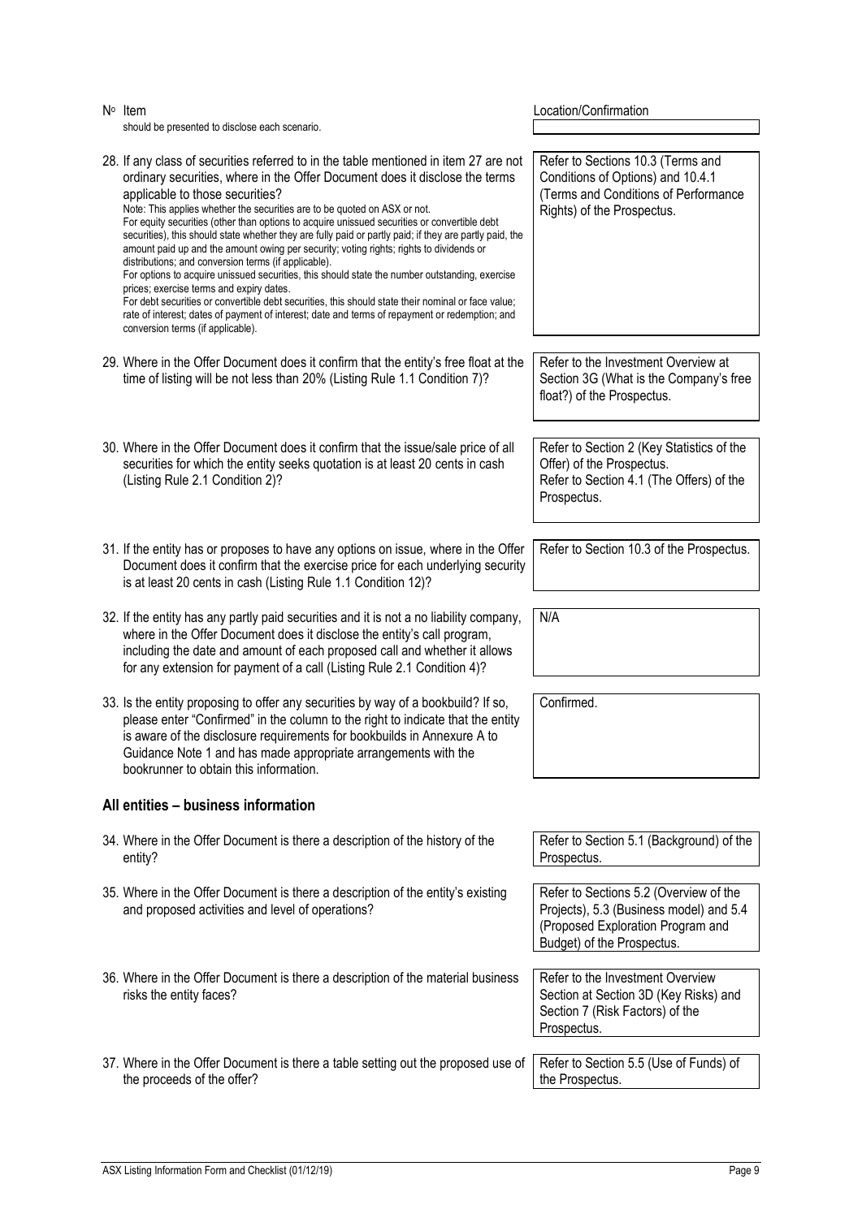| Nº Item | Location/Confirmation |
|---|---|
| should be presented to disclose each scenario. | |
| 28. If any class of securities referred to in the table mentioned in item 27 are not ordinary securities, where in the Offer Document does it disclose the terms applicable to those securities?<br>Note: This applies whether the securities are to be quoted on ASX or not.<br>For equity securities (other than options to acquire unissued securities or convertible debt securities), this should state whether they are fully paid or partly paid; if they are partly paid, the amount paid up and the amount owing per security; voting rights; rights to dividends or distributions; and conversion terms (if applicable).<br>For options to acquire unissued securities, this should state the number outstanding, exercise prices; exercise terms and expiry dates.<br>For debt securities or convertible debt securities, this should state their nominal or face value; rate of interest; dates of payment of interest; date and terms of repayment or redemption; and conversion terms (if applicable). | Refer to Sections 10.3 (Terms and Conditions of Options) and 10.4.1 (Terms and Conditions of Performance Rights) of the Prospectus. |
| 29. Where in the Offer Document does it confirm that the entity's free float at the time of listing will be not less than 20% (Listing Rule 1.1 Condition 7)? | Refer to the Investment Overview at Section 3G (What is the Company's free float?) of the Prospectus. |
| 30. Where in the Offer Document does it confirm that the issue/sale price of all securities for which the entity seeks quotation is at least 20 cents in cash (Listing Rule 2.1 Condition 2)? | Refer to Section 2 (Key Statistics of the Offer) of the Prospectus.<br>Refer to Section 4.1 (The Offers) of the Prospectus. |
| 31. If the entity has or proposes to have any options on issue, where in the Offer Document does it confirm that the exercise price for each underlying security is at least 20 cents in cash (Listing Rule 1.1 Condition 12)? | Refer to Section 10.3 of the Prospectus. |
| 32. If the entity has any partly paid securities and it is not a no liability company, where in the Offer Document does it disclose the entity's call program, including the date and amount of each proposed call and whether it allows for any extension for payment of a call (Listing Rule 2.1 Condition 4)? | N/A |
| 33. Is the entity proposing to offer any securities by way of a bookbuild? If so, please enter "Confirmed" in the column to the right to indicate that the entity is aware of the disclosure requirements for bookbuilds in Annexure A to Guidance Note 1 and has made appropriate arrangements with the bookrunner to obtain this information. | Confirmed. |

## All entities – business information

| Nº Item | Location/Confirmation |
|---|---|
| 34. Where in the Offer Document is there a description of the history of the entity? | Refer to Section 5.1 (Background) of the Prospectus. |
| 35. Where in the Offer Document is there a description of the entity's existing and proposed activities and level of operations? | Refer to Sections 5.2 (Overview of the Projects), 5.3 (Business model) and 5.4 (Proposed Exploration Program and Budget) of the Prospectus. |
| 36. Where in the Offer Document is there a description of the material business risks the entity faces? | Refer to the Investment Overview Section at Section 3D (Key Risks) and Section 7 (Risk Factors) of the Prospectus. |
| 37. Where in the Offer Document is there a table setting out the proposed use of the proceeds of the offer? | Refer to Section 5.5 (Use of Funds) of the Prospectus. |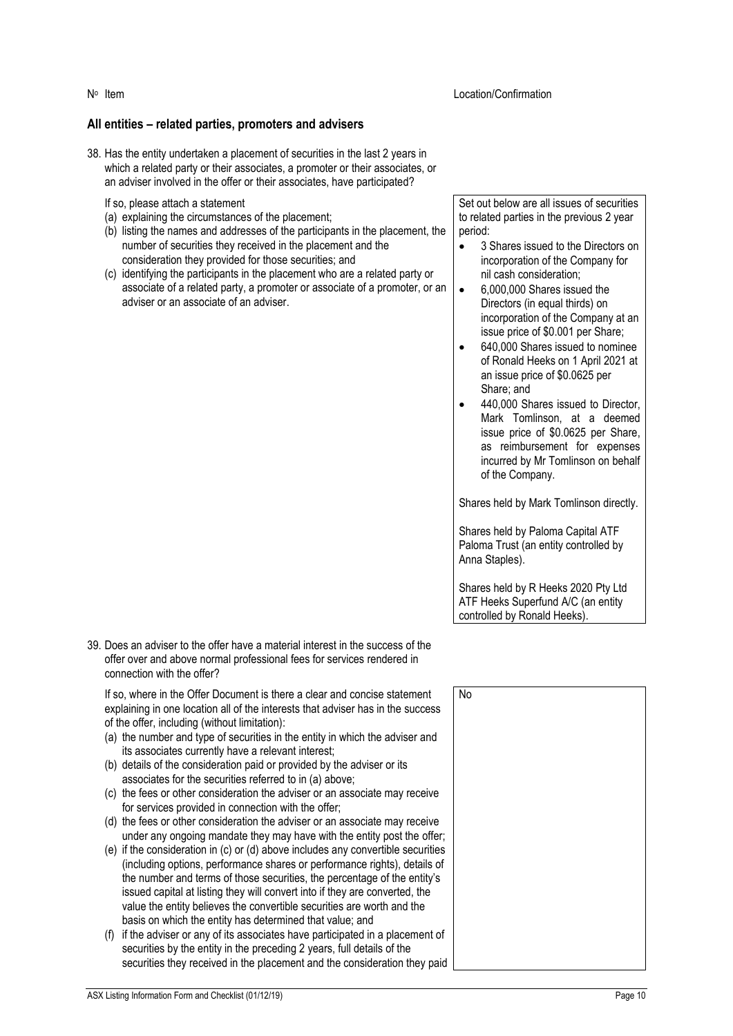| Nº Item | Location/Confirmation |
|---|---|

## All entities – related parties, promoters and advisers

| Nº Item | Location/Confirmation |
|---|---|
| 38. Has the entity undertaken a placement of securities in the last 2 years in which a related party or their associates, a promoter or their associates, or an adviser involved in the offer or their associates, have participated?<br><br>If so, please attach a statement<br>(a) explaining the circumstances of the placement;<br>(b) listing the names and addresses of the participants in the placement, the number of securities they received in the placement and the consideration they provided for those securities; and<br>(c) identifying the participants in the placement who are a related party or associate of a related party, a promoter or associate of a promoter, or an adviser or an associate of an adviser. | Set out below are all issues of securities to related parties in the previous 2 year period:<br>• 3 Shares issued to the Directors on incorporation of the Company for nil cash consideration;<br>• 6,000,000 Shares issued the Directors (in equal thirds) on incorporation of the Company at an issue price of $0.001 per Share;<br>• 640,000 Shares issued to nominee of Ronald Heeks on 1 April 2021 at an issue price of $0.0625 per Share; and<br>• 440,000 Shares issued to Director, Mark Tomlinson, at a deemed issue price of $0.0625 per Share, as reimbursement for expenses incurred by Mr Tomlinson on behalf of the Company.<br><br>Shares held by Mark Tomlinson directly.<br><br>Shares held by Paloma Capital ATF Paloma Trust (an entity controlled by Anna Staples).<br><br>Shares held by R Heeks 2020 Pty Ltd ATF Heeks Superfund A/C (an entity controlled by Ronald Heeks). |
| 39. Does an adviser to the offer have a material interest in the success of the offer over and above normal professional fees for services rendered in connection with the offer?<br><br>If so, where in the Offer Document is there a clear and concise statement explaining in one location all of the interests that adviser has in the success of the offer, including (without limitation):<br>(a) the number and type of securities in the entity in which the adviser and its associates currently have a relevant interest;<br>(b) details of the consideration paid or provided by the adviser or its associates for the securities referred to in (a) above;<br>(c) the fees or other consideration the adviser or an associate may receive for services provided in connection with the offer;<br>(d) the fees or other consideration the adviser or an associate may receive under any ongoing mandate they may have with the entity post the offer;<br>(e) if the consideration in (c) or (d) above includes any convertible securities (including options, performance shares or performance rights), details of the number and terms of those securities, the percentage of the entity's issued capital at listing they will convert into if they are converted, the value the entity believes the convertible securities are worth and the basis on which the entity has determined that value; and<br>(f) if the adviser or any of its associates have participated in a placement of securities by the entity in the preceding 2 years, full details of the securities they received in the placement and the consideration they paid | No |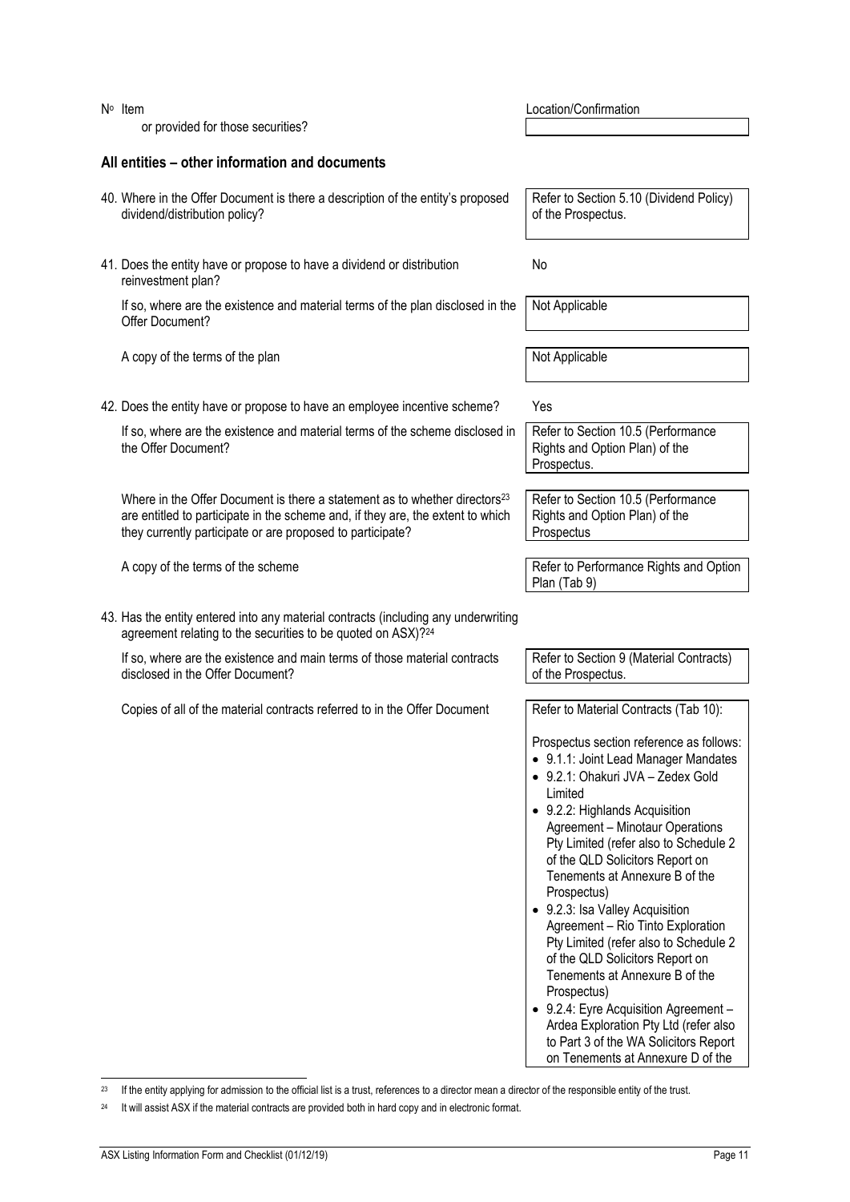| Nº Item | Location/Confirmation |
|---|---|
| or provided for those securities? | |

## All entities – other information and documents

| Nº Item | Location/Confirmation |
|---|---|
| 40. Where in the Offer Document is there a description of the entity's proposed dividend/distribution policy? | Refer to Section 5.10 (Dividend Policy) of the Prospectus. |
| 41. Does the entity have or propose to have a dividend or distribution reinvestment plan? | No |
| If so, where are the existence and material terms of the plan disclosed in the Offer Document? | Not Applicable |
| A copy of the terms of the plan | Not Applicable |
| 42. Does the entity have or propose to have an employee incentive scheme? | Yes |
| If so, where are the existence and material terms of the scheme disclosed in the Offer Document? | Refer to Section 10.5 (Performance Rights and Option Plan) of the Prospectus. |
| Where in the Offer Document is there a statement as to whether directors[23] are entitled to participate in the scheme and, if they are, the extent to which they currently participate or are proposed to participate? | Refer to Section 10.5 (Performance Rights and Option Plan) of the Prospectus |
| A copy of the terms of the scheme | Refer to Performance Rights and Option Plan (Tab 9) |
| 43. Has the entity entered into any material contracts (including any underwriting agreement relating to the securities to be quoted on ASX)?[24] | |
| If so, where are the existence and main terms of those material contracts disclosed in the Offer Document? | Refer to Section 9 (Material Contracts) of the Prospectus. |
| Copies of all of the material contracts referred to in the Offer Document | Refer to Material Contracts (Tab 10):<br><br>Prospectus section reference as follows:<br>• 9.1.1: Joint Lead Manager Mandates<br>• 9.2.1: Ohakuri JVA – Zedex Gold Limited<br>• 9.2.2: Highlands Acquisition Agreement – Minotaur Operations Pty Limited (refer also to Schedule 2 of the QLD Solicitors Report on Tenements at Annexure B of the Prospectus)<br>• 9.2.3: Isa Valley Acquisition Agreement – Rio Tinto Exploration Pty Limited (refer also to Schedule 2 of the QLD Solicitors Report on Tenements at Annexure B of the Prospectus)<br>• 9.2.4: Eyre Acquisition Agreement – Ardea Exploration Pty Ltd (refer also to Part 3 of the WA Solicitors Report on Tenements at Annexure D of the |

[23] If the entity applying for admission to the official list is a trust, references to a director mean a director of the responsible entity of the trust.

[24] It will assist ASX if the material contracts are provided both in hard copy and in electronic format.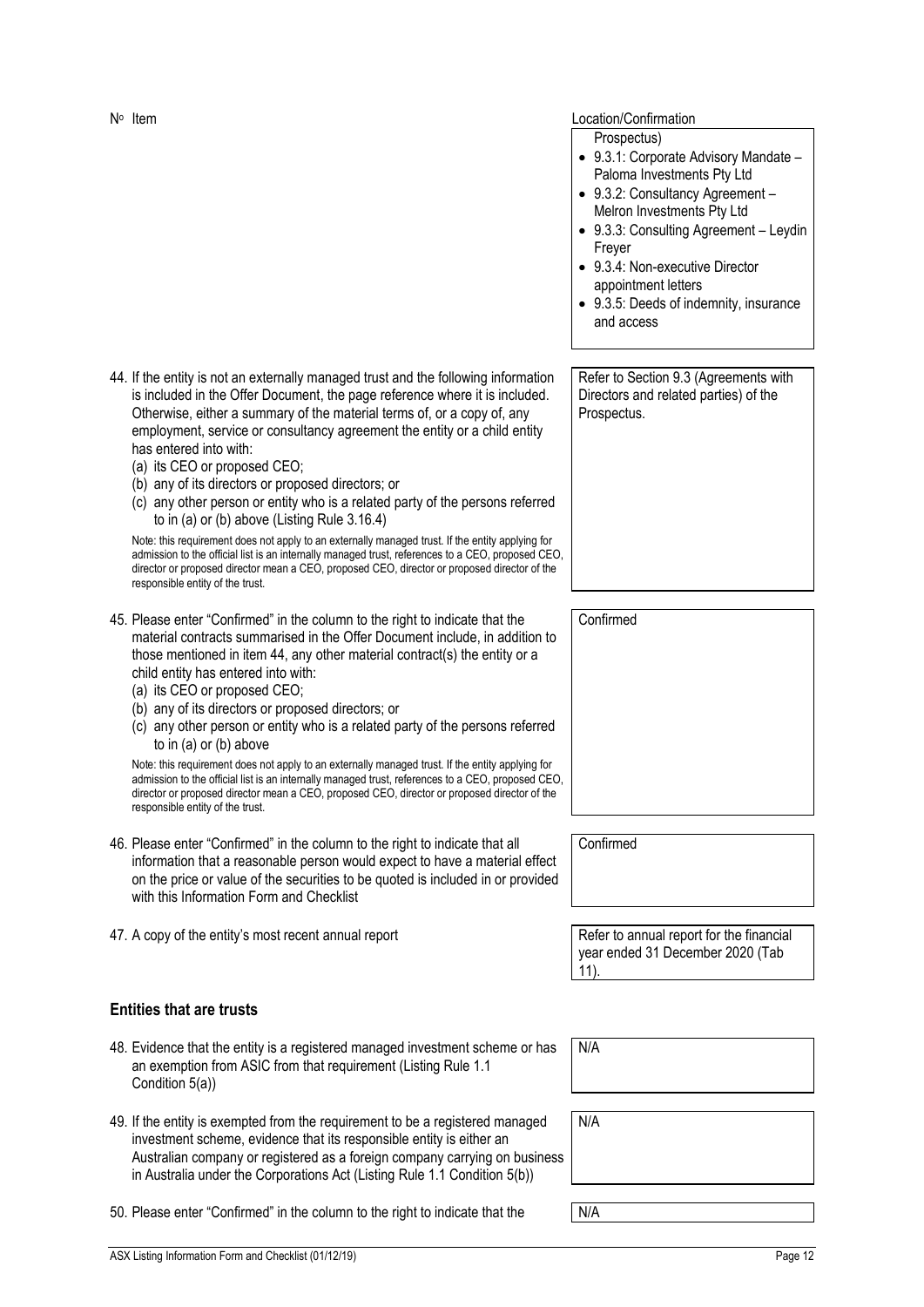| Nº Item | Location/Confirmation |
| --- | --- |
| | Prospectus)<br>• 9.3.1: Corporate Advisory Mandate – Paloma Investments Pty Ltd<br>• 9.3.2: Consultancy Agreement – Melron Investments Pty Ltd<br>• 9.3.3: Consulting Agreement – Leydin Freyer<br>• 9.3.4: Non-executive Director appointment letters<br>• 9.3.5: Deeds of indemnity, insurance and access |
| 44. If the entity is not an externally managed trust and the following information is included in the Offer Document, the page reference where it is included. Otherwise, either a summary of the material terms of, or a copy of, any employment, service or consultancy agreement the entity or a child entity has entered into with:<br>(a) its CEO or proposed CEO;<br>(b) any of its directors or proposed directors; or<br>(c) any other person or entity who is a related party of the persons referred to in (a) or (b) above (Listing Rule 3.16.4)<br>Note: this requirement does not apply to an externally managed trust. If the entity applying for admission to the official list is an internally managed trust, references to a CEO, proposed CEO, director or proposed director mean a CEO, proposed CEO, director or proposed director of the responsible entity of the trust. | Refer to Section 9.3 (Agreements with Directors and related parties) of the Prospectus. |
| 45. Please enter "Confirmed" in the column to the right to indicate that the material contracts summarised in the Offer Document include, in addition to those mentioned in item 44, any other material contract(s) the entity or a child entity has entered into with:<br>(a) its CEO or proposed CEO;<br>(b) any of its directors or proposed directors; or<br>(c) any other person or entity who is a related party of the persons referred to in (a) or (b) above<br>Note: this requirement does not apply to an externally managed trust. If the entity applying for admission to the official list is an internally managed trust, references to a CEO, proposed CEO, director or proposed director mean a CEO, proposed CEO, director or proposed director of the responsible entity of the trust. | Confirmed |
| 46. Please enter "Confirmed" in the column to the right to indicate that all information that a reasonable person would expect to have a material effect on the price or value of the securities to be quoted is included in or provided with this Information Form and Checklist | Confirmed |
| 47. A copy of the entity's most recent annual report | Refer to annual report for the financial year ended 31 December 2020 (Tab 11). |

## Entities that are trusts

| Nº Item | Location/Confirmation |
| --- | --- |
| 48. Evidence that the entity is a registered managed investment scheme or has an exemption from ASIC from that requirement (Listing Rule 1.1 Condition 5(a)) | N/A |
| 49. If the entity is exempted from the requirement to be a registered managed investment scheme, evidence that its responsible entity is either an Australian company or registered as a foreign company carrying on business in Australia under the Corporations Act (Listing Rule 1.1 Condition 5(b)) | N/A |
| 50. Please enter "Confirmed" in the column to the right to indicate that the | N/A |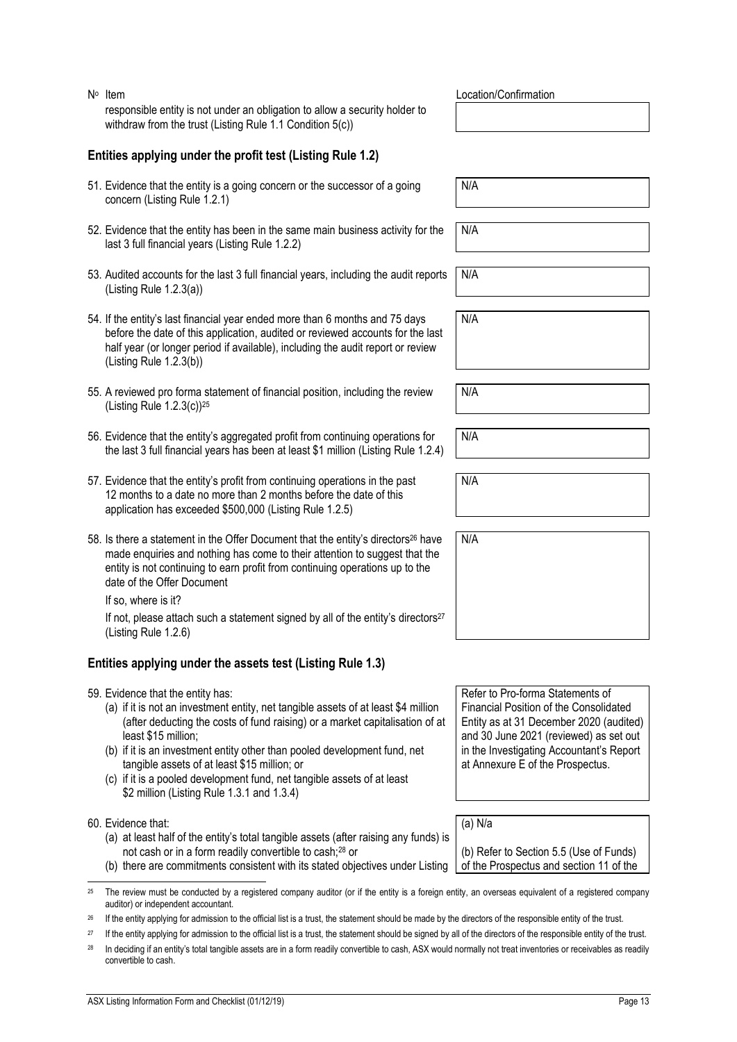| Nº Item | Location/Confirmation |
|---|---|
| responsible entity is not under an obligation to allow a security holder to withdraw from the trust (Listing Rule 1.1 Condition 5(c)) | |
| **Entities applying under the profit test (Listing Rule 1.2)** | |
| 51. Evidence that the entity is a going concern or the successor of a going concern (Listing Rule 1.2.1) | N/A |
| 52. Evidence that the entity has been in the same main business activity for the last 3 full financial years (Listing Rule 1.2.2) | N/A |
| 53. Audited accounts for the last 3 full financial years, including the audit reports (Listing Rule 1.2.3(a)) | N/A |
| 54. If the entity's last financial year ended more than 6 months and 75 days before the date of this application, audited or reviewed accounts for the last half year (or longer period if available), including the audit report or review (Listing Rule 1.2.3(b)) | N/A |
| 55. A reviewed pro forma statement of financial position, including the review (Listing Rule 1.2.3(c))[25] | N/A |
| 56. Evidence that the entity's aggregated profit from continuing operations for the last 3 full financial years has been at least $1 million (Listing Rule 1.2.4) | N/A |
| 57. Evidence that the entity's profit from continuing operations in the past 12 months to a date no more than 2 months before the date of this application has exceeded $500,000 (Listing Rule 1.2.5) | N/A |
| 58. Is there a statement in the Offer Document that the entity's directors[26] have made enquiries and nothing has come to their attention to suggest that the entity is not continuing to earn profit from continuing operations up to the date of the Offer Document<br><br>If so, where is it?<br><br>If not, please attach such a statement signed by all of the entity's directors[27] (Listing Rule 1.2.6) | N/A |
| **Entities applying under the assets test (Listing Rule 1.3)** | |
| 59. Evidence that the entity has:<br>(a) if it is not an investment entity, net tangible assets of at least $4 million (after deducting the costs of fund raising) or a market capitalisation of at least $15 million;<br>(b) if it is an investment entity other than pooled development fund, net tangible assets of at least $15 million; or<br>(c) if it is a pooled development fund, net tangible assets of at least $2 million (Listing Rule 1.3.1 and 1.3.4) | Refer to Pro-forma Statements of Financial Position of the Consolidated Entity as at 31 December 2020 (audited) and 30 June 2021 (reviewed) as set out in the Investigating Accountant's Report at Annexure E of the Prospectus. |
| 60. Evidence that:<br>(a) at least half of the entity's total tangible assets (after raising any funds) is not cash or in a form readily convertible to cash;[28] or<br>(b) there are commitments consistent with its stated objectives under Listing | (a) N/a<br><br>(b) Refer to Section 5.5 (Use of Funds) of the Prospectus and section 11 of the |

[25] The review must be conducted by a registered company auditor (or if the entity is a foreign entity, an overseas equivalent of a registered company auditor) or independent accountant.

[26] If the entity applying for admission to the official list is a trust, the statement should be made by the directors of the responsible entity of the trust.

[27] If the entity applying for admission to the official list is a trust, the statement should be signed by all of the directors of the responsible entity of the trust.

[28] In deciding if an entity's total tangible assets are in a form readily convertible to cash, ASX would normally not treat inventories or receivables as readily convertible to cash.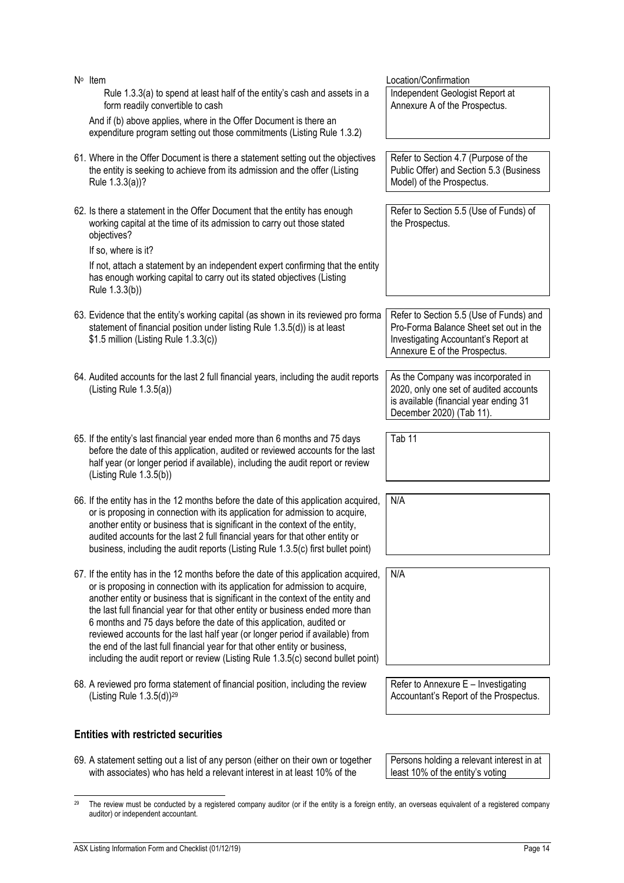| Nº Item | Location/Confirmation |
|---|---|
| Rule 1.3.3(a) to spend at least half of the entity's cash and assets in a form readily convertible to cash<br><br>And if (b) above applies, where in the Offer Document is there an expenditure program setting out those commitments (Listing Rule 1.3.2) | Independent Geologist Report at Annexure A of the Prospectus. |
| 61. Where in the Offer Document is there a statement setting out the objectives the entity is seeking to achieve from its admission and the offer (Listing Rule 1.3.3(a))? | Refer to Section 4.7 (Purpose of the Public Offer) and Section 5.3 (Business Model) of the Prospectus. |
| 62. Is there a statement in the Offer Document that the entity has enough working capital at the time of its admission to carry out those stated objectives?<br><br>If so, where is it?<br><br>If not, attach a statement by an independent expert confirming that the entity has enough working capital to carry out its stated objectives (Listing Rule 1.3.3(b)) | Refer to Section 5.5 (Use of Funds) of the Prospectus. |
| 63. Evidence that the entity's working capital (as shown in its reviewed pro forma statement of financial position under listing Rule 1.3.5(d)) is at least \$1.5 million (Listing Rule 1.3.3(c)) | Refer to Section 5.5 (Use of Funds) and Pro-Forma Balance Sheet set out in the Investigating Accountant's Report at Annexure E of the Prospectus. |
| 64. Audited accounts for the last 2 full financial years, including the audit reports (Listing Rule 1.3.5(a)) | As the Company was incorporated in 2020, only one set of audited accounts is available (financial year ending 31 December 2020) (Tab 11). |
| 65. If the entity's last financial year ended more than 6 months and 75 days before the date of this application, audited or reviewed accounts for the last half year (or longer period if available), including the audit report or review (Listing Rule 1.3.5(b)) | Tab 11 |
| 66. If the entity has in the 12 months before the date of this application acquired, or is proposing in connection with its application for admission to acquire, another entity or business that is significant in the context of the entity, audited accounts for the last 2 full financial years for that other entity or business, including the audit reports (Listing Rule 1.3.5(c) first bullet point) | N/A |
| 67. If the entity has in the 12 months before the date of this application acquired, or is proposing in connection with its application for admission to acquire, another entity or business that is significant in the context of the entity and the last full financial year for that other entity or business ended more than 6 months and 75 days before the date of this application, audited or reviewed accounts for the last half year (or longer period if available) from the end of the last full financial year for that other entity or business, including the audit report or review (Listing Rule 1.3.5(c) second bullet point) | N/A |
| 68. A reviewed pro forma statement of financial position, including the review (Listing Rule 1.3.5(d))[29] | Refer to Annexure E – Investigating Accountant's Report of the Prospectus. |

## Entities with restricted securities

| | |
|---|---|
| 69. A statement setting out a list of any person (either on their own or together with associates) who has held a relevant interest in at least 10% of the | Persons holding a relevant interest in at least 10% of the entity's voting |

[29] The review must be conducted by a registered company auditor (or if the entity is a foreign entity, an overseas equivalent of a registered company auditor) or independent accountant.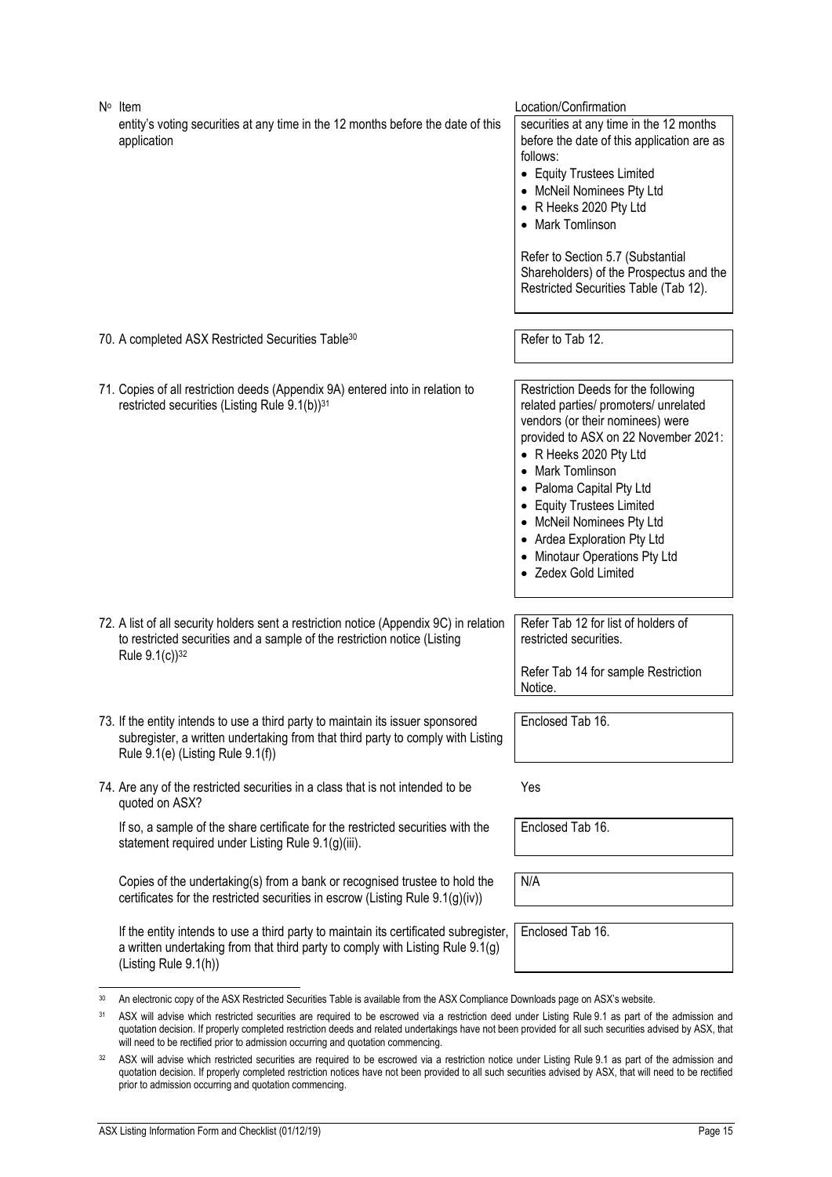| Nº Item | Location/Confirmation |
|---|---|
| entity's voting securities at any time in the 12 months before the date of this application | securities at any time in the 12 months before the date of this application are as follows:<br>• Equity Trustees Limited<br>• McNeil Nominees Pty Ltd<br>• R Heeks 2020 Pty Ltd<br>• Mark Tomlinson<br><br>Refer to Section 5.7 (Substantial Shareholders) of the Prospectus and the Restricted Securities Table (Tab 12). |
| 70. A completed ASX Restricted Securities Table[30] | Refer to Tab 12. |
| 71. Copies of all restriction deeds (Appendix 9A) entered into in relation to restricted securities (Listing Rule 9.1(b))[31] | Restriction Deeds for the following related parties/ promoters/ unrelated vendors (or their nominees) were provided to ASX on 22 November 2021:<br>• R Heeks 2020 Pty Ltd<br>• Mark Tomlinson<br>• Paloma Capital Pty Ltd<br>• Equity Trustees Limited<br>• McNeil Nominees Pty Ltd<br>• Ardea Exploration Pty Ltd<br>• Minotaur Operations Pty Ltd<br>• Zedex Gold Limited |
| 72. A list of all security holders sent a restriction notice (Appendix 9C) in relation to restricted securities and a sample of the restriction notice (Listing Rule 9.1(c))[32] | Refer Tab 12 for list of holders of restricted securities.<br><br>Refer Tab 14 for sample Restriction Notice. |
| 73. If the entity intends to use a third party to maintain its issuer sponsored subregister, a written undertaking from that third party to comply with Listing Rule 9.1(e) (Listing Rule 9.1(f)) | Enclosed Tab 16. |
| 74. Are any of the restricted securities in a class that is not intended to be quoted on ASX? | Yes |
| If so, a sample of the share certificate for the restricted securities with the statement required under Listing Rule 9.1(g)(iii). | Enclosed Tab 16. |
| Copies of the undertaking(s) from a bank or recognised trustee to hold the certificates for the restricted securities in escrow (Listing Rule 9.1(g)(iv)) | N/A |
| If the entity intends to use a third party to maintain its certificated subregister, a written undertaking from that third party to comply with Listing Rule 9.1(g) (Listing Rule 9.1(h)) | Enclosed Tab 16. |

[30] An electronic copy of the ASX Restricted Securities Table is available from the ASX Compliance Downloads page on ASX's website.

[31] ASX will advise which restricted securities are required to be escrowed via a restriction deed under Listing Rule 9.1 as part of the admission and quotation decision. If properly completed restriction deeds and related undertakings have not been provided for all such securities advised by ASX, that will need to be rectified prior to admission occurring and quotation commencing.

[32] ASX will advise which restricted securities are required to be escrowed via a restriction notice under Listing Rule 9.1 as part of the admission and quotation decision. If properly completed restriction notices have not been provided to all such securities advised by ASX, that will need to be rectified prior to admission occurring and quotation commencing.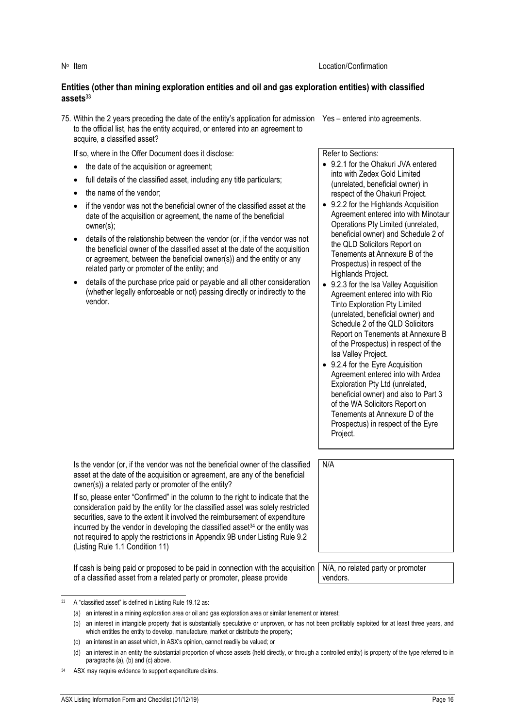| Nº Item | Location/Confirmation |
|---|---|

**Entities (other than mining exploration entities and oil and gas exploration entities) with classified assets**[33]

| | |
|---|---|
| 75. Within the 2 years preceding the date of the entity's application for admission to the official list, has the entity acquired, or entered into an agreement to acquire, a classified asset? | Yes – entered into agreements. |
| If so, where in the Offer Document does it disclose:<br>• the date of the acquisition or agreement;<br>• full details of the classified asset, including any title particulars;<br>• the name of the vendor;<br>• if the vendor was not the beneficial owner of the classified asset at the date of the acquisition or agreement, the name of the beneficial owner(s);<br>• details of the relationship between the vendor (or, if the vendor was not the beneficial owner of the classified asset at the date of the acquisition or agreement, between the beneficial owner(s)) and the entity or any related party or promoter of the entity; and<br>• details of the purchase price paid or payable and all other consideration (whether legally enforceable or not) passing directly or indirectly to the vendor. | Refer to Sections:<br>• 9.2.1 for the Ohakuri JVA entered into with Zedex Gold Limited (unrelated, beneficial owner) in respect of the Ohakuri Project.<br>• 9.2.2 for the Highlands Acquisition Agreement entered into with Minotaur Operations Pty Limited (unrelated, beneficial owner) and Schedule 2 of the QLD Solicitors Report on Tenements at Annexure B of the Prospectus) in respect of the Highlands Project.<br>• 9.2.3 for the Isa Valley Acquisition Agreement entered into with Rio Tinto Exploration Pty Limited (unrelated, beneficial owner) and Schedule 2 of the QLD Solicitors Report on Tenements at Annexure B of the Prospectus) in respect of the Isa Valley Project.<br>• 9.2.4 for the Eyre Acquisition Agreement entered into with Ardea Exploration Pty Ltd (unrelated, beneficial owner) and also to Part 3 of the WA Solicitors Report on Tenements at Annexure D of the Prospectus) in respect of the Eyre Project. |
| Is the vendor (or, if the vendor was not the beneficial owner of the classified asset at the date of the acquisition or agreement, are any of the beneficial owner(s)) a related party or promoter of the entity?<br><br>If so, please enter "Confirmed" in the column to the right to indicate that the consideration paid by the entity for the classified asset was solely restricted securities, save to the extent it involved the reimbursement of expenditure incurred by the vendor in developing the classified asset[34] or the entity was not required to apply the restrictions in Appendix 9B under Listing Rule 9.2 (Listing Rule 1.1 Condition 11) | N/A |
| If cash is being paid or proposed to be paid in connection with the acquisition of a classified asset from a related party or promoter, please provide | N/A, no related party or promoter vendors. |

[33] A "classified asset" is defined in Listing Rule 19.12 as:

(a) an interest in a mining exploration area or oil and gas exploration area or similar tenement or interest;

(b) an interest in intangible property that is substantially speculative or unproven, or has not been profitably exploited for at least three years, and which entitles the entity to develop, manufacture, market or distribute the property;

(c) an interest in an asset which, in ASX's opinion, cannot readily be valued; or

(d) an interest in an entity the substantial proportion of whose assets (held directly, or through a controlled entity) is property of the type referred to in paragraphs (a), (b) and (c) above.

[34] ASX may require evidence to support expenditure claims.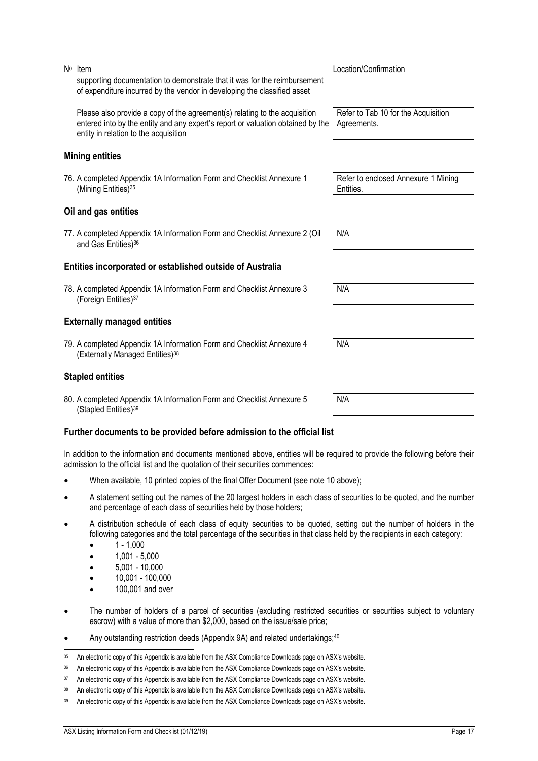| Nº Item | Location/Confirmation |
|---|---|
| supporting documentation to demonstrate that it was for the reimbursement of expenditure incurred by the vendor in developing the classified asset | |
| Please also provide a copy of the agreement(s) relating to the acquisition entered into by the entity and any expert's report or valuation obtained by the entity in relation to the acquisition | Refer to Tab 10 for the Acquisition Agreements. |

**Mining entities**

| | |
|---|---|
| 76. A completed Appendix 1A Information Form and Checklist Annexure 1 (Mining Entities)[35] | Refer to enclosed Annexure 1 Mining Entities. |

**Oil and gas entities**

| | |
|---|---|
| 77. A completed Appendix 1A Information Form and Checklist Annexure 2 (Oil and Gas Entities)[36] | N/A |

**Entities incorporated or established outside of Australia**

| | |
|---|---|
| 78. A completed Appendix 1A Information Form and Checklist Annexure 3 (Foreign Entities)[37] | N/A |

**Externally managed entities**

| | |
|---|---|
| 79. A completed Appendix 1A Information Form and Checklist Annexure 4 (Externally Managed Entities)[38] | N/A |

**Stapled entities**

| | |
|---|---|
| 80. A completed Appendix 1A Information Form and Checklist Annexure 5 (Stapled Entities)[39] | N/A |

**Further documents to be provided before admission to the official list**

In addition to the information and documents mentioned above, entities will be required to provide the following before their admission to the official list and the quotation of their securities commences:

- When available, 10 printed copies of the final Offer Document (see note 10 above);
- A statement setting out the names of the 20 largest holders in each class of securities to be quoted, and the number and percentage of each class of securities held by those holders;
- A distribution schedule of each class of equity securities to be quoted, setting out the number of holders in the following categories and the total percentage of the securities in that class held by the recipients in each category:
  - 1 - 1,000
  - 1,001 - 5,000
  - 5,001 - 10,000
  - 10,001 - 100,000
  - 100,001 and over
- The number of holders of a parcel of securities (excluding restricted securities or securities subject to voluntary escrow) with a value of more than $2,000, based on the issue/sale price;
- Any outstanding restriction deeds (Appendix 9A) and related undertakings;[40]

---

[35] An electronic copy of this Appendix is available from the ASX Compliance Downloads page on ASX's website.

[36] An electronic copy of this Appendix is available from the ASX Compliance Downloads page on ASX's website.

[37] An electronic copy of this Appendix is available from the ASX Compliance Downloads page on ASX's website.

[38] An electronic copy of this Appendix is available from the ASX Compliance Downloads page on ASX's website.

[39] An electronic copy of this Appendix is available from the ASX Compliance Downloads page on ASX's website.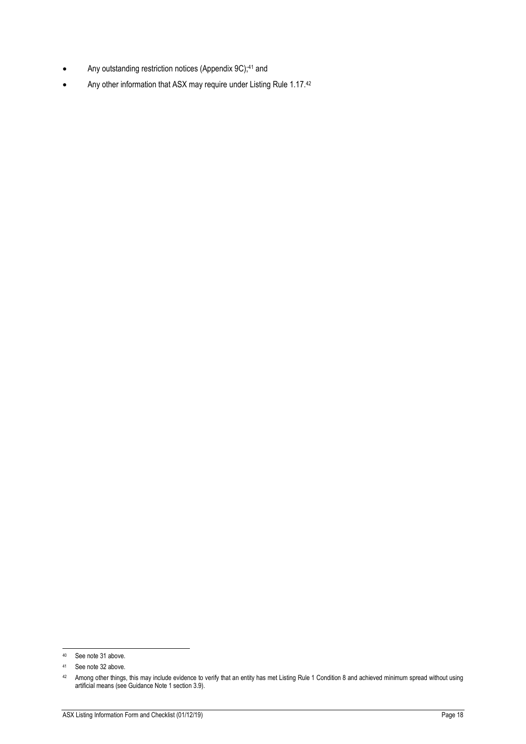- Any outstanding restriction notices (Appendix 9C);[41] and
- Any other information that ASX may require under Listing Rule 1.17.[42]

---

[40] See note 31 above.

[41] See note 32 above.

[42] Among other things, this may include evidence to verify that an entity has met Listing Rule 1 Condition 8 and achieved minimum spread without using artificial means (see Guidance Note 1 section 3.9).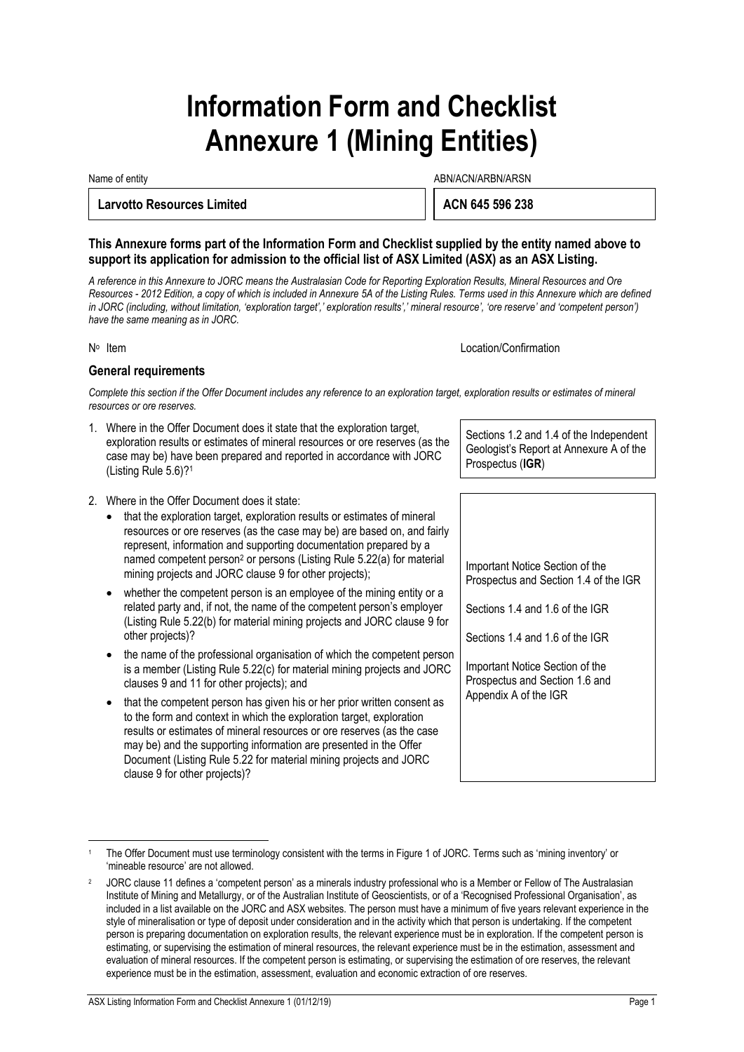# Information Form and Checklist Annexure 1 (Mining Entities)

| Name of entity | ABN/ACN/ARBN/ARSN |
|---|---|
| **Larvotto Resources Limited** | **ACN 645 596 238** |

**This Annexure forms part of the Information Form and Checklist supplied by the entity named above to support its application for admission to the official list of ASX Limited (ASX) as an ASX Listing.**

*A reference in this Annexure to JORC means the Australasian Code for Reporting Exploration Results, Mineral Resources and Ore Resources - 2012 Edition, a copy of which is included in Annexure 5A of the Listing Rules. Terms used in this Annexure which are defined in JORC (including, without limitation, 'exploration target',' exploration results',' mineral resource', 'ore reserve' and 'competent person') have the same meaning as in JORC.*

| N° Item | Location/Confirmation |
|---|---|

## General requirements

*Complete this section if the Offer Document includes any reference to an exploration target, exploration results or estimates of mineral resources or ore reserves.*

| Item | Location/Confirmation |
|---|---|
| 1. Where in the Offer Document does it state that the exploration target, exploration results or estimates of mineral resources or ore reserves (as the case may be) have been prepared and reported in accordance with JORC (Listing Rule 5.6)?[1] | Sections 1.2 and 1.4 of the Independent Geologist's Report at Annexure A of the Prospectus (**IGR**) |
| 2. Where in the Offer Document does it state: | |
| • that the exploration target, exploration results or estimates of mineral resources or ore reserves (as the case may be) are based on, and fairly represent, information and supporting documentation prepared by a named competent person[2] or persons (Listing Rule 5.22(a) for material mining projects and JORC clause 9 for other projects); | Important Notice Section of the Prospectus and Section 1.4 of the IGR |
| • whether the competent person is an employee of the mining entity or a related party and, if not, the name of the competent person's employer (Listing Rule 5.22(b) for material mining projects and JORC clause 9 for other projects)? | Sections 1.4 and 1.6 of the IGR |
| • the name of the professional organisation of which the competent person is a member (Listing Rule 5.22(c) for material mining projects and JORC clauses 9 and 11 for other projects); and | Sections 1.4 and 1.6 of the IGR |
| • that the competent person has given his or her prior written consent as to the form and context in which the exploration target, exploration results or estimates of mineral resources or ore reserves (as the case may be) and the supporting information are presented in the Offer Document (Listing Rule 5.22 for material mining projects and JORC clause 9 for other projects)? | Important Notice Section of the Prospectus and Section 1.6 and Appendix A of the IGR |

[1] The Offer Document must use terminology consistent with the terms in Figure 1 of JORC. Terms such as 'mining inventory' or 'mineable resource' are not allowed.

[2] JORC clause 11 defines a 'competent person' as a minerals industry professional who is a Member or Fellow of The Australasian Institute of Mining and Metallurgy, or of the Australian Institute of Geoscientists, or of a 'Recognised Professional Organisation', as included in a list available on the JORC and ASX websites. The person must have a minimum of five years relevant experience in the style of mineralisation or type of deposit under consideration and in the activity which that person is undertaking. If the competent person is preparing documentation on exploration results, the relevant experience must be in exploration. If the competent person is estimating, or supervising the estimation of mineral resources, the relevant experience must be in the estimation, assessment and evaluation of mineral resources. If the competent person is estimating, or supervising the estimation of ore reserves, the relevant experience must be in the estimation, assessment, evaluation and economic extraction of ore reserves.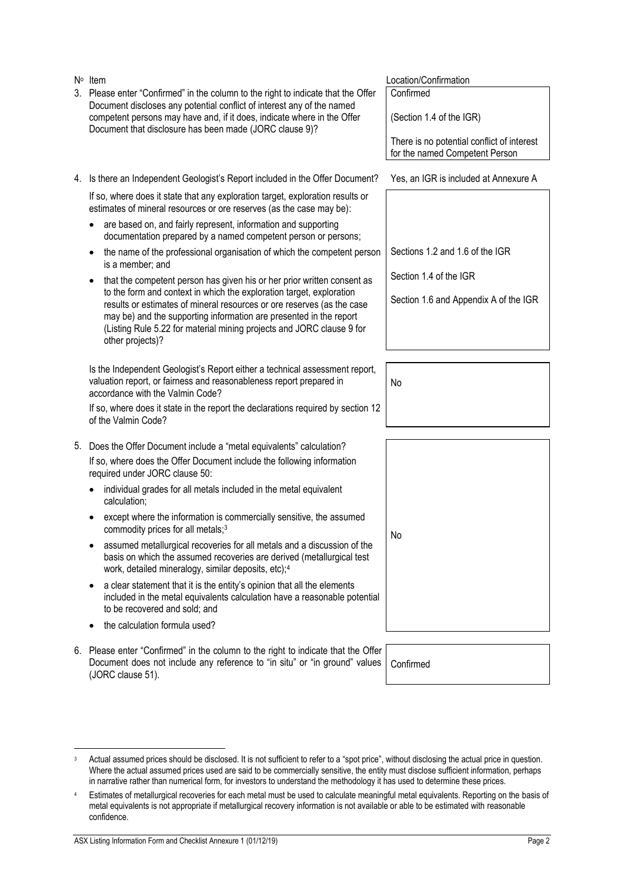| Nº | Item | Location/Confirmation |
|---|---|---|
| 3. | Please enter "Confirmed" in the column to the right to indicate that the Offer Document discloses any potential conflict of interest any of the named competent persons may have and, if it does, indicate where in the Offer Document that disclosure has been made (JORC clause 9)? | Confirmed<br><br>(Section 1.4 of the IGR)<br><br>There is no potential conflict of interest for the named Competent Person |
| 4. | Is there an Independent Geologist's Report included in the Offer Document? | Yes, an IGR is included at Annexure A |
| | If so, where does it state that any exploration target, exploration results or estimates of mineral resources or ore reserves (as the case may be):<br>• are based on, and fairly represent, information and supporting documentation prepared by a named competent person or persons;<br>• the name of the professional organisation of which the competent person is a member; and<br>• that the competent person has given his or her prior written consent as to the form and context in which the exploration target, exploration results or estimates of mineral resources or ore reserves (as the case may be) and the supporting information are presented in the report (Listing Rule 5.22 for material mining projects and JORC clause 9 for other projects)? | Sections 1.2 and 1.6 of the IGR<br><br>Section 1.4 of the IGR<br><br>Section 1.6 and Appendix A of the IGR |
| | Is the Independent Geologist's Report either a technical assessment report, valuation report, or fairness and reasonableness report prepared in accordance with the Valmin Code?<br>If so, where does it state in the report the declarations required by section 12 of the Valmin Code? | No |
| 5. | Does the Offer Document include a "metal equivalents" calculation?<br>If so, where does the Offer Document include the following information required under JORC clause 50:<br>• individual grades for all metals included in the metal equivalent calculation;<br>• except where the information is commercially sensitive, the assumed commodity prices for all metals;[3]<br>• assumed metallurgical recoveries for all metals and a discussion of the basis on which the assumed recoveries are derived (metallurgical test work, detailed mineralogy, similar deposits, etc);[4]<br>• a clear statement that it is the entity's opinion that all the elements included in the metal equivalents calculation have a reasonable potential to be recovered and sold; and<br>• the calculation formula used? | No |
| 6. | Please enter "Confirmed" in the column to the right to indicate that the Offer Document does not include any reference to "in situ" or "in ground" values (JORC clause 51). | Confirmed |

[3] Actual assumed prices should be disclosed. It is not sufficient to refer to a "spot price", without disclosing the actual price in question. Where the actual assumed prices used are said to be commercially sensitive, the entity must disclose sufficient information, perhaps in narrative rather than numerical form, for investors to understand the methodology it has used to determine these prices.

[4] Estimates of metallurgical recoveries for each metal must be used to calculate meaningful metal equivalents. Reporting on the basis of metal equivalents is not appropriate if metallurgical recovery information is not available or able to be estimated with reasonable confidence.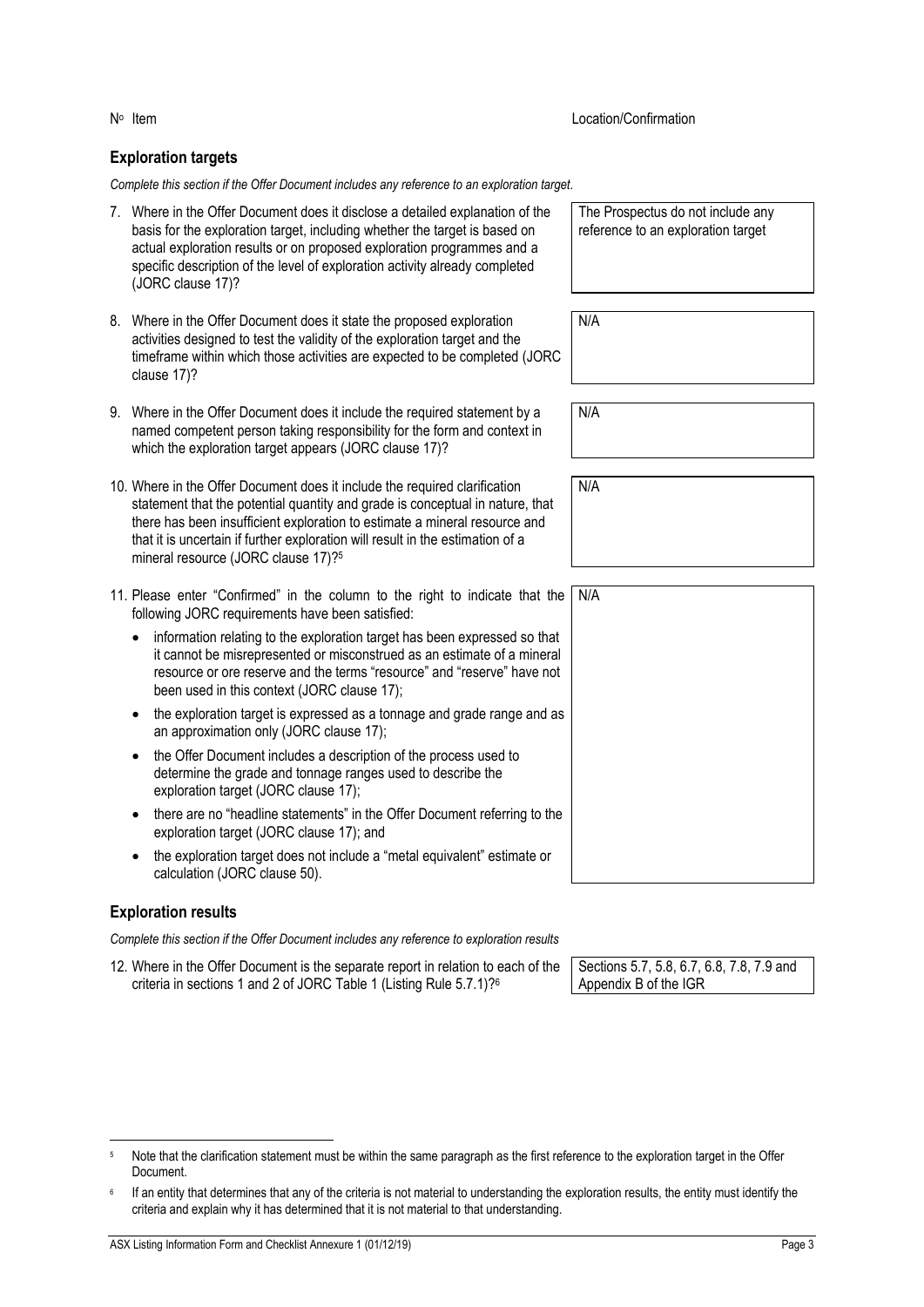| Nº | Item | Location/Confirmation |
|---|---|---|

## Exploration targets

*Complete this section if the Offer Document includes any reference to an exploration target.*

| Nº | Item | Location/Confirmation |
|---|---|---|
| 7. | Where in the Offer Document does it disclose a detailed explanation of the basis for the exploration target, including whether the target is based on actual exploration results or on proposed exploration programmes and a specific description of the level of exploration activity already completed (JORC clause 17)? | The Prospectus do not include any reference to an exploration target |
| 8. | Where in the Offer Document does it state the proposed exploration activities designed to test the validity of the exploration target and the timeframe within which those activities are expected to be completed (JORC clause 17)? | N/A |
| 9. | Where in the Offer Document does it include the required statement by a named competent person taking responsibility for the form and context in which the exploration target appears (JORC clause 17)? | N/A |
| 10. | Where in the Offer Document does it include the required clarification statement that the potential quantity and grade is conceptual in nature, that there has been insufficient exploration to estimate a mineral resource and that it is uncertain if further exploration will result in the estimation of a mineral resource (JORC clause 17)?[5] | N/A |
| 11. | Please enter "Confirmed" in the column to the right to indicate that the following JORC requirements have been satisfied:<br>• information relating to the exploration target has been expressed so that it cannot be misrepresented or misconstrued as an estimate of a mineral resource or ore reserve and the terms "resource" and "reserve" have not been used in this context (JORC clause 17);<br>• the exploration target is expressed as a tonnage and grade range and as an approximation only (JORC clause 17);<br>• the Offer Document includes a description of the process used to determine the grade and tonnage ranges used to describe the exploration target (JORC clause 17);<br>• there are no "headline statements" in the Offer Document referring to the exploration target (JORC clause 17); and<br>• the exploration target does not include a "metal equivalent" estimate or calculation (JORC clause 50). | N/A |

## Exploration results

*Complete this section if the Offer Document includes any reference to exploration results*

| Nº | Item | Location/Confirmation |
|---|---|---|
| 12. | Where in the Offer Document is the separate report in relation to each of the criteria in sections 1 and 2 of JORC Table 1 (Listing Rule 5.7.1)?[6] | Sections 5.7, 5.8, 6.7, 6.8, 7.8, 7.9 and Appendix B of the IGR |

[5] Note that the clarification statement must be within the same paragraph as the first reference to the exploration target in the Offer Document.

[6] If an entity that determines that any of the criteria is not material to understanding the exploration results, the entity must identify the criteria and explain why it has determined that it is not material to that understanding.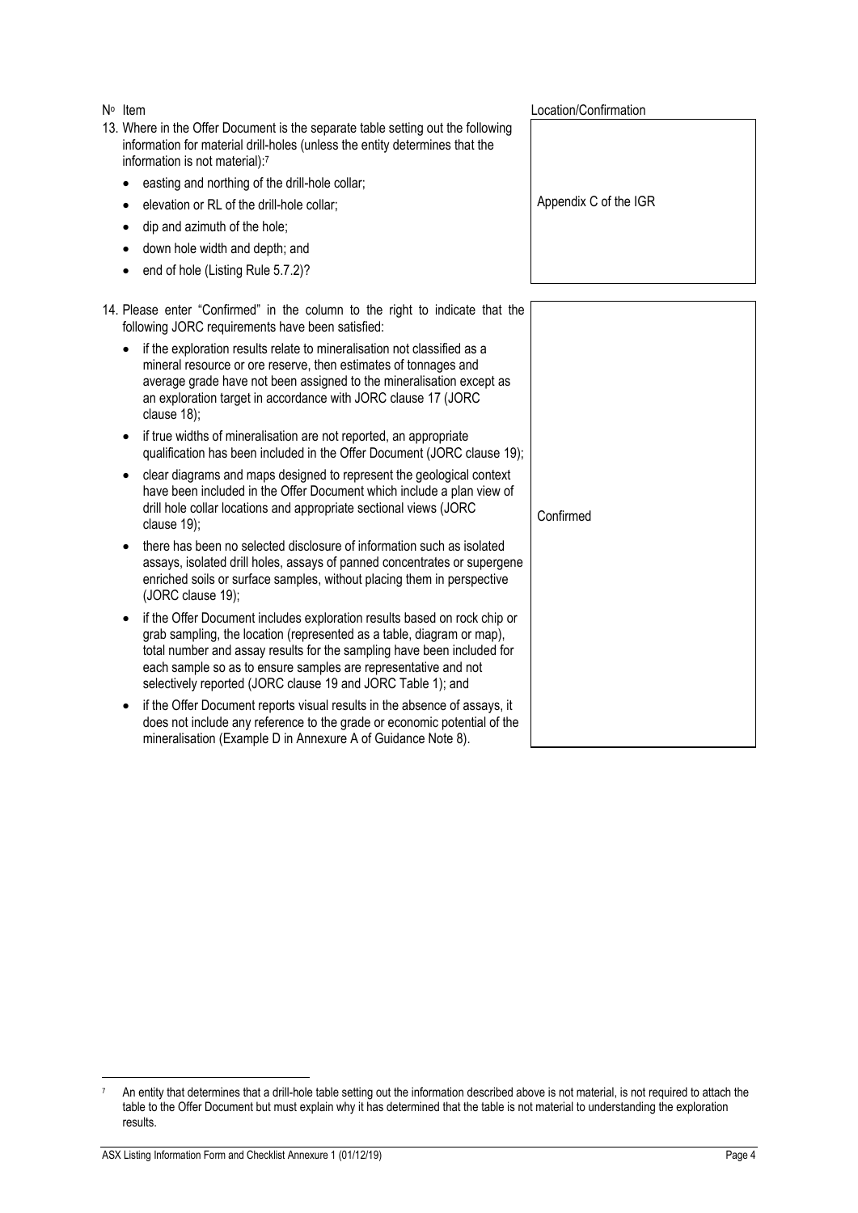| Nº Item | Location/Confirmation |
|---|---|
| 13. Where in the Offer Document is the separate table setting out the following information for material drill-holes (unless the entity determines that the information is not material):[7]<br>• easting and northing of the drill-hole collar;<br>• elevation or RL of the drill-hole collar;<br>• dip and azimuth of the hole;<br>• down hole width and depth; and<br>• end of hole (Listing Rule 5.7.2)? | Appendix C of the IGR |
| 14. Please enter "Confirmed" in the column to the right to indicate that the following JORC requirements have been satisfied:<br>• if the exploration results relate to mineralisation not classified as a mineral resource or ore reserve, then estimates of tonnages and average grade have not been assigned to the mineralisation except as an exploration target in accordance with JORC clause 17 (JORC clause 18);<br>• if true widths of mineralisation are not reported, an appropriate qualification has been included in the Offer Document (JORC clause 19);<br>• clear diagrams and maps designed to represent the geological context have been included in the Offer Document which include a plan view of drill hole collar locations and appropriate sectional views (JORC clause 19);<br>• there has been no selected disclosure of information such as isolated assays, isolated drill holes, assays of panned concentrates or supergene enriched soils or surface samples, without placing them in perspective (JORC clause 19);<br>• if the Offer Document includes exploration results based on rock chip or grab sampling, the location (represented as a table, diagram or map), total number and assay results for the sampling have been included for each sample so as to ensure samples are representative and not selectively reported (JORC clause 19 and JORC Table 1); and<br>• if the Offer Document reports visual results in the absence of assays, it does not include any reference to the grade or economic potential of the mineralisation (Example D in Annexure A of Guidance Note 8). | Confirmed |

[7] An entity that determines that a drill-hole table setting out the information described above is not material, is not required to attach the table to the Offer Document but must explain why it has determined that the table is not material to understanding the exploration results.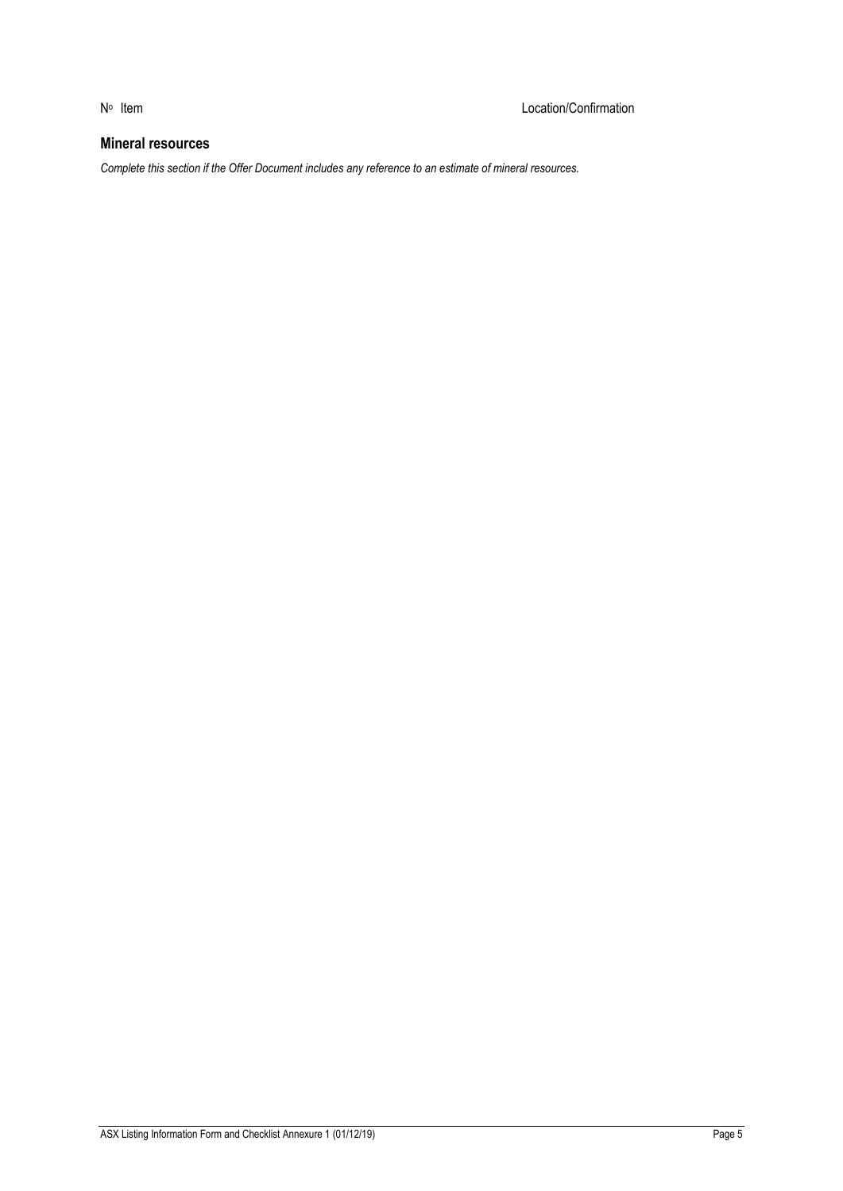| Nº | Item | Location/Confirmation |
| --- | --- | --- |

## Mineral resources

*Complete this section if the Offer Document includes any reference to an estimate of mineral resources.*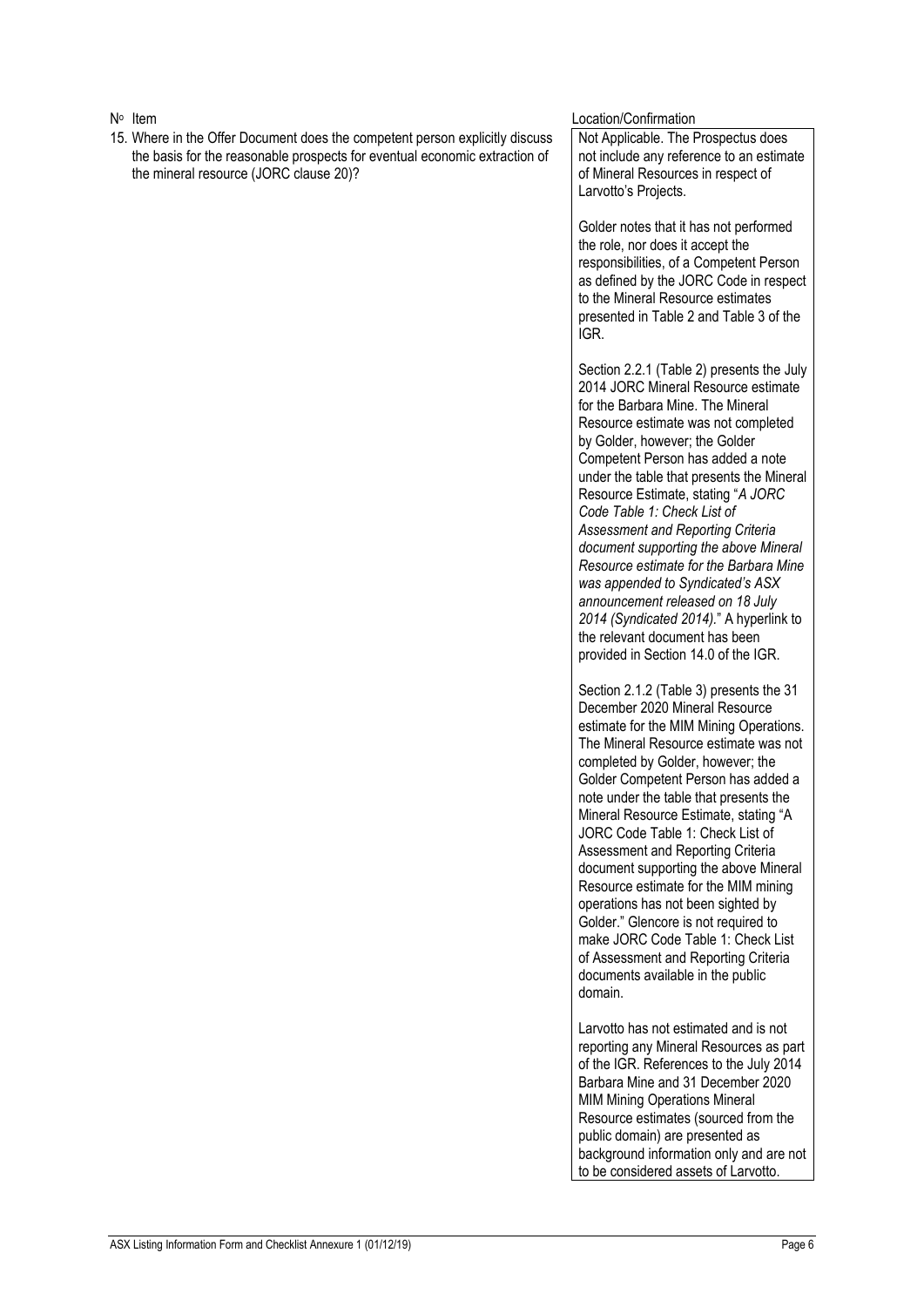| Nº Item | Location/Confirmation |
|---|---|
| 15. Where in the Offer Document does the competent person explicitly discuss the basis for the reasonable prospects for eventual economic extraction of the mineral resource (JORC clause 20)? | Not Applicable. The Prospectus does not include any reference to an estimate of Mineral Resources in respect of Larvotto's Projects.<br><br>Golder notes that it has not performed the role, nor does it accept the responsibilities, of a Competent Person as defined by the JORC Code in respect to the Mineral Resource estimates presented in Table 2 and Table 3 of the IGR.<br><br>Section 2.2.1 (Table 2) presents the July 2014 JORC Mineral Resource estimate for the Barbara Mine. The Mineral Resource estimate was not completed by Golder, however; the Golder Competent Person has added a note under the table that presents the Mineral Resource Estimate, stating "*A JORC Code Table 1: Check List of Assessment and Reporting Criteria document supporting the above Mineral Resource estimate for the Barbara Mine was appended to Syndicated's ASX announcement released on 18 July 2014 (Syndicated 2014).*" A hyperlink to the relevant document has been provided in Section 14.0 of the IGR.<br><br>Section 2.1.2 (Table 3) presents the 31 December 2020 Mineral Resource estimate for the MIM Mining Operations. The Mineral Resource estimate was not completed by Golder, however; the Golder Competent Person has added a note under the table that presents the Mineral Resource Estimate, stating "A JORC Code Table 1: Check List of Assessment and Reporting Criteria document supporting the above Mineral Resource estimate for the MIM mining operations has not been sighted by Golder." Glencore is not required to make JORC Code Table 1: Check List of Assessment and Reporting Criteria documents available in the public domain.<br><br>Larvotto has not estimated and is not reporting any Mineral Resources as part of the IGR. References to the July 2014 Barbara Mine and 31 December 2020 MIM Mining Operations Mineral Resource estimates (sourced from the public domain) are presented as background information only and are not to be considered assets of Larvotto. |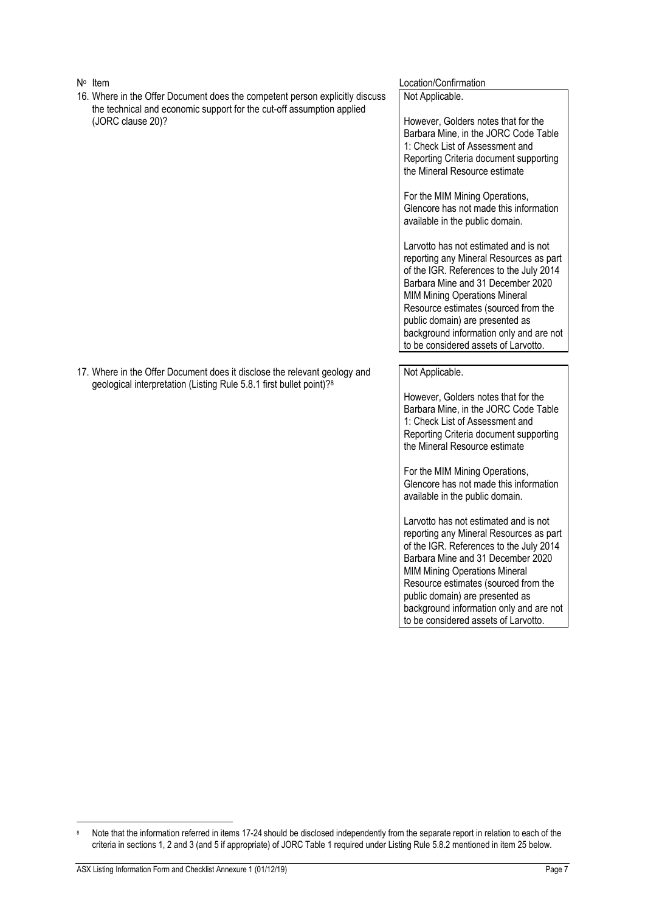| Nº Item | Location/Confirmation |
|---|---|
| 16. Where in the Offer Document does the competent person explicitly discuss the technical and economic support for the cut-off assumption applied (JORC clause 20)? | Not Applicable.<br><br>However, Golders notes that for the Barbara Mine, in the JORC Code Table 1: Check List of Assessment and Reporting Criteria document supporting the Mineral Resource estimate<br><br>For the MIM Mining Operations, Glencore has not made this information available in the public domain.<br><br>Larvotto has not estimated and is not reporting any Mineral Resources as part of the IGR. References to the July 2014 Barbara Mine and 31 December 2020 MIM Mining Operations Mineral Resource estimates (sourced from the public domain) are presented as background information only and are not to be considered assets of Larvotto. |
| 17. Where in the Offer Document does it disclose the relevant geology and geological interpretation (Listing Rule 5.8.1 first bullet point)?[8] | Not Applicable.<br><br>However, Golders notes that for the Barbara Mine, in the JORC Code Table 1: Check List of Assessment and Reporting Criteria document supporting the Mineral Resource estimate<br><br>For the MIM Mining Operations, Glencore has not made this information available in the public domain.<br><br>Larvotto has not estimated and is not reporting any Mineral Resources as part of the IGR. References to the July 2014 Barbara Mine and 31 December 2020 MIM Mining Operations Mineral Resource estimates (sourced from the public domain) are presented as background information only and are not to be considered assets of Larvotto. |

[8] Note that the information referred in items 17-24 should be disclosed independently from the separate report in relation to each of the criteria in sections 1, 2 and 3 (and 5 if appropriate) of JORC Table 1 required under Listing Rule 5.8.2 mentioned in item 25 below.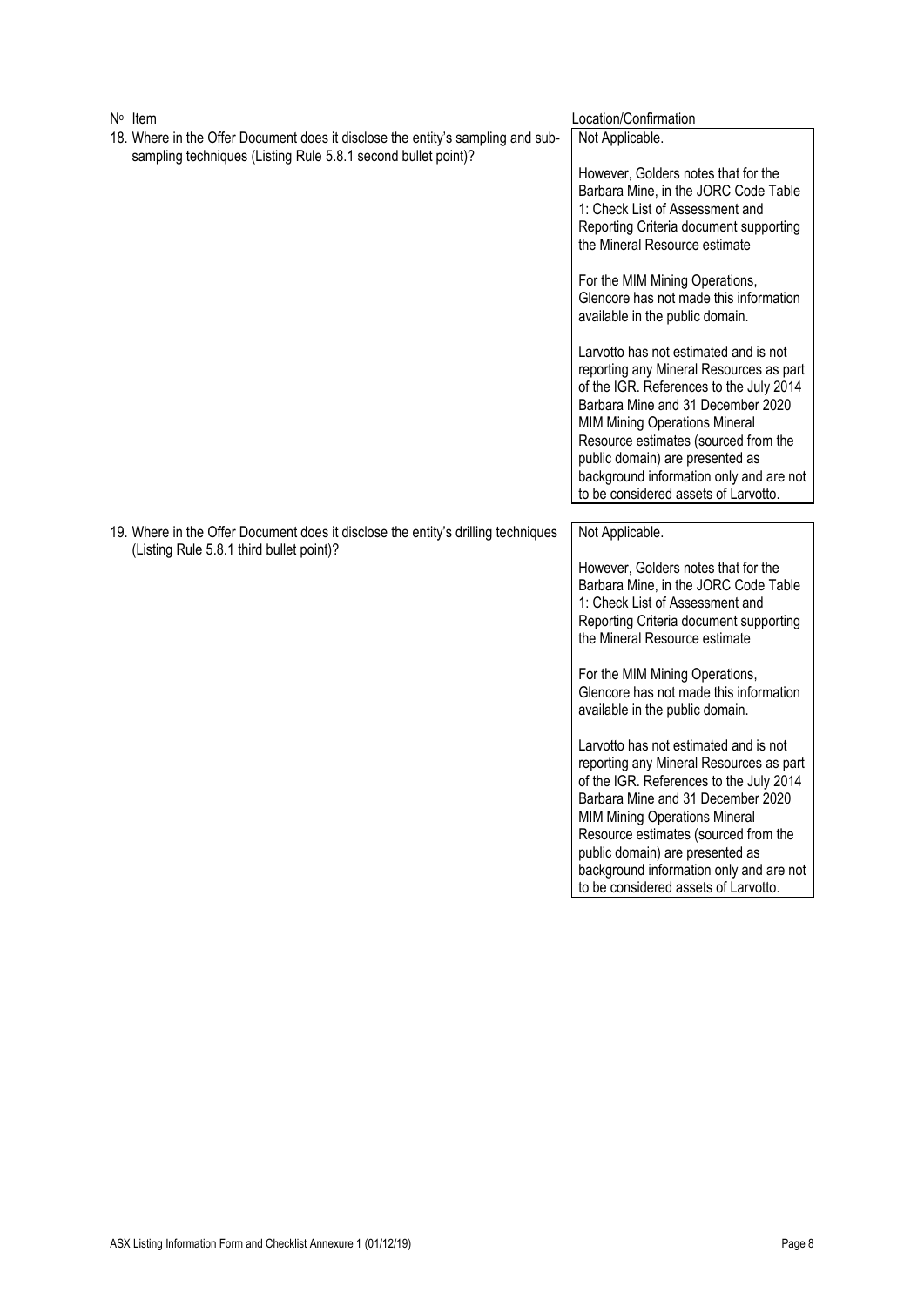| Nº Item | Location/Confirmation |
| --- | --- |
| 18. Where in the Offer Document does it disclose the entity's sampling and sub-sampling techniques (Listing Rule 5.8.1 second bullet point)? | Not Applicable.<br><br>However, Golders notes that for the Barbara Mine, in the JORC Code Table 1: Check List of Assessment and Reporting Criteria document supporting the Mineral Resource estimate<br><br>For the MIM Mining Operations, Glencore has not made this information available in the public domain.<br><br>Larvotto has not estimated and is not reporting any Mineral Resources as part of the IGR. References to the July 2014 Barbara Mine and 31 December 2020 MIM Mining Operations Mineral Resource estimates (sourced from the public domain) are presented as background information only and are not to be considered assets of Larvotto. |
| 19. Where in the Offer Document does it disclose the entity's drilling techniques (Listing Rule 5.8.1 third bullet point)? | Not Applicable.<br><br>However, Golders notes that for the Barbara Mine, in the JORC Code Table 1: Check List of Assessment and Reporting Criteria document supporting the Mineral Resource estimate<br><br>For the MIM Mining Operations, Glencore has not made this information available in the public domain.<br><br>Larvotto has not estimated and is not reporting any Mineral Resources as part of the IGR. References to the July 2014 Barbara Mine and 31 December 2020 MIM Mining Operations Mineral Resource estimates (sourced from the public domain) are presented as background information only and are not to be considered assets of Larvotto. |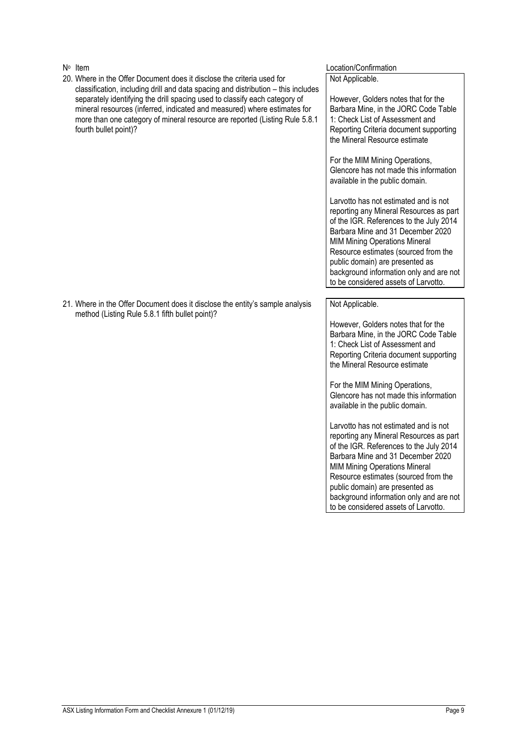| Nº | Item | Location/Confirmation |
|---|---|---|
| 20. | Where in the Offer Document does it disclose the criteria used for classification, including drill and data spacing and distribution – this includes separately identifying the drill spacing used to classify each category of mineral resources (inferred, indicated and measured) where estimates for more than one category of mineral resource are reported (Listing Rule 5.8.1 fourth bullet point)? | Not Applicable.<br><br>However, Golders notes that for the Barbara Mine, in the JORC Code Table 1: Check List of Assessment and Reporting Criteria document supporting the Mineral Resource estimate<br><br>For the MIM Mining Operations, Glencore has not made this information available in the public domain.<br><br>Larvotto has not estimated and is not reporting any Mineral Resources as part of the IGR. References to the July 2014 Barbara Mine and 31 December 2020 MIM Mining Operations Mineral Resource estimates (sourced from the public domain) are presented as background information only and are not to be considered assets of Larvotto. |
| 21. | Where in the Offer Document does it disclose the entity's sample analysis method (Listing Rule 5.8.1 fifth bullet point)? | Not Applicable.<br><br>However, Golders notes that for the Barbara Mine, in the JORC Code Table 1: Check List of Assessment and Reporting Criteria document supporting the Mineral Resource estimate<br><br>For the MIM Mining Operations, Glencore has not made this information available in the public domain.<br><br>Larvotto has not estimated and is not reporting any Mineral Resources as part of the IGR. References to the July 2014 Barbara Mine and 31 December 2020 MIM Mining Operations Mineral Resource estimates (sourced from the public domain) are presented as background information only and are not to be considered assets of Larvotto. |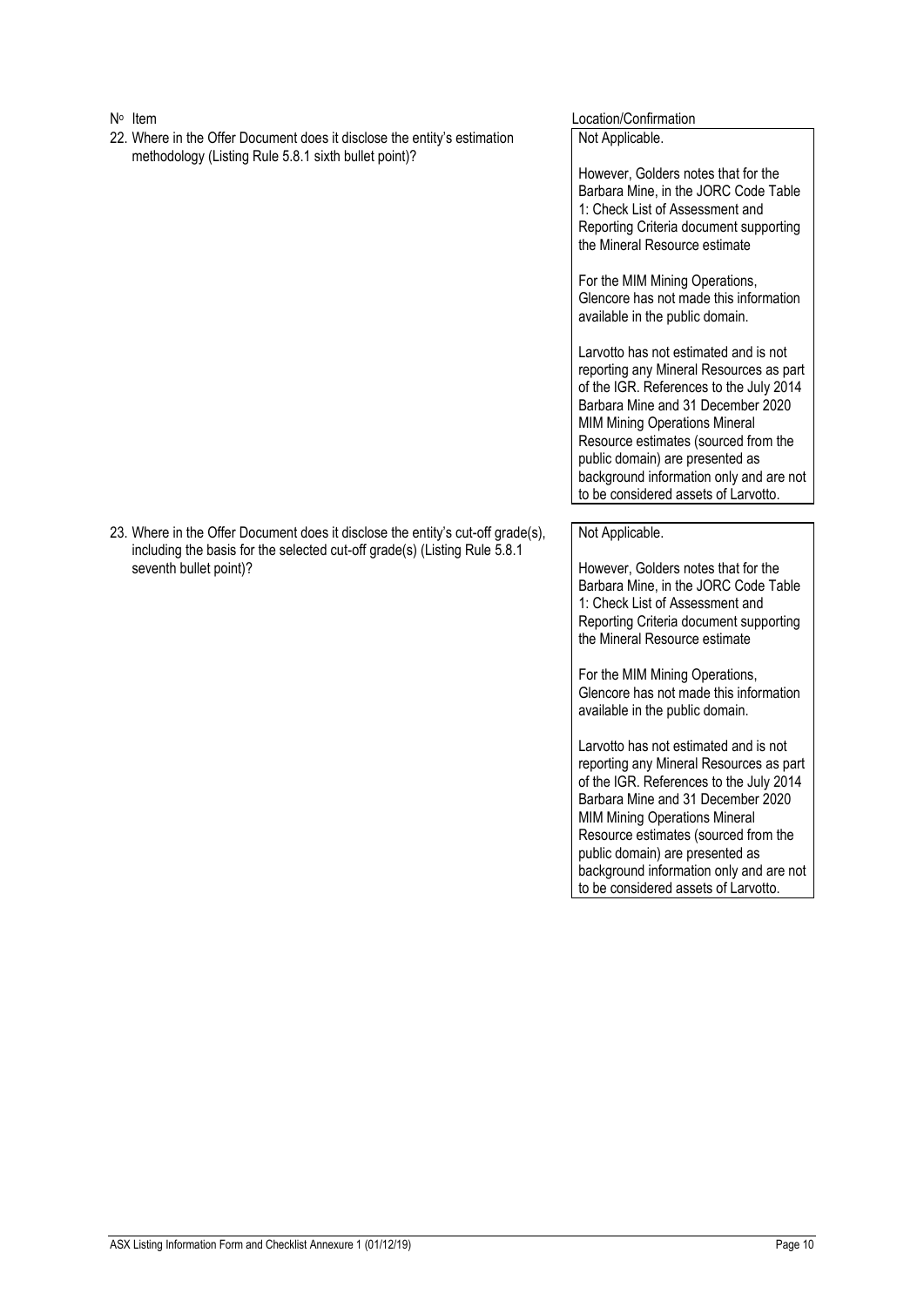| Nº Item | Location/Confirmation |
| --- | --- |
| 22. Where in the Offer Document does it disclose the entity's estimation methodology (Listing Rule 5.8.1 sixth bullet point)? | Not Applicable.<br><br>However, Golders notes that for the Barbara Mine, in the JORC Code Table 1: Check List of Assessment and Reporting Criteria document supporting the Mineral Resource estimate<br><br>For the MIM Mining Operations, Glencore has not made this information available in the public domain.<br><br>Larvotto has not estimated and is not reporting any Mineral Resources as part of the IGR. References to the July 2014 Barbara Mine and 31 December 2020 MIM Mining Operations Mineral Resource estimates (sourced from the public domain) are presented as background information only and are not to be considered assets of Larvotto. |
| 23. Where in the Offer Document does it disclose the entity's cut-off grade(s), including the basis for the selected cut-off grade(s) (Listing Rule 5.8.1 seventh bullet point)? | Not Applicable.<br><br>However, Golders notes that for the Barbara Mine, in the JORC Code Table 1: Check List of Assessment and Reporting Criteria document supporting the Mineral Resource estimate<br><br>For the MIM Mining Operations, Glencore has not made this information available in the public domain.<br><br>Larvotto has not estimated and is not reporting any Mineral Resources as part of the IGR. References to the July 2014 Barbara Mine and 31 December 2020 MIM Mining Operations Mineral Resource estimates (sourced from the public domain) are presented as background information only and are not to be considered assets of Larvotto. |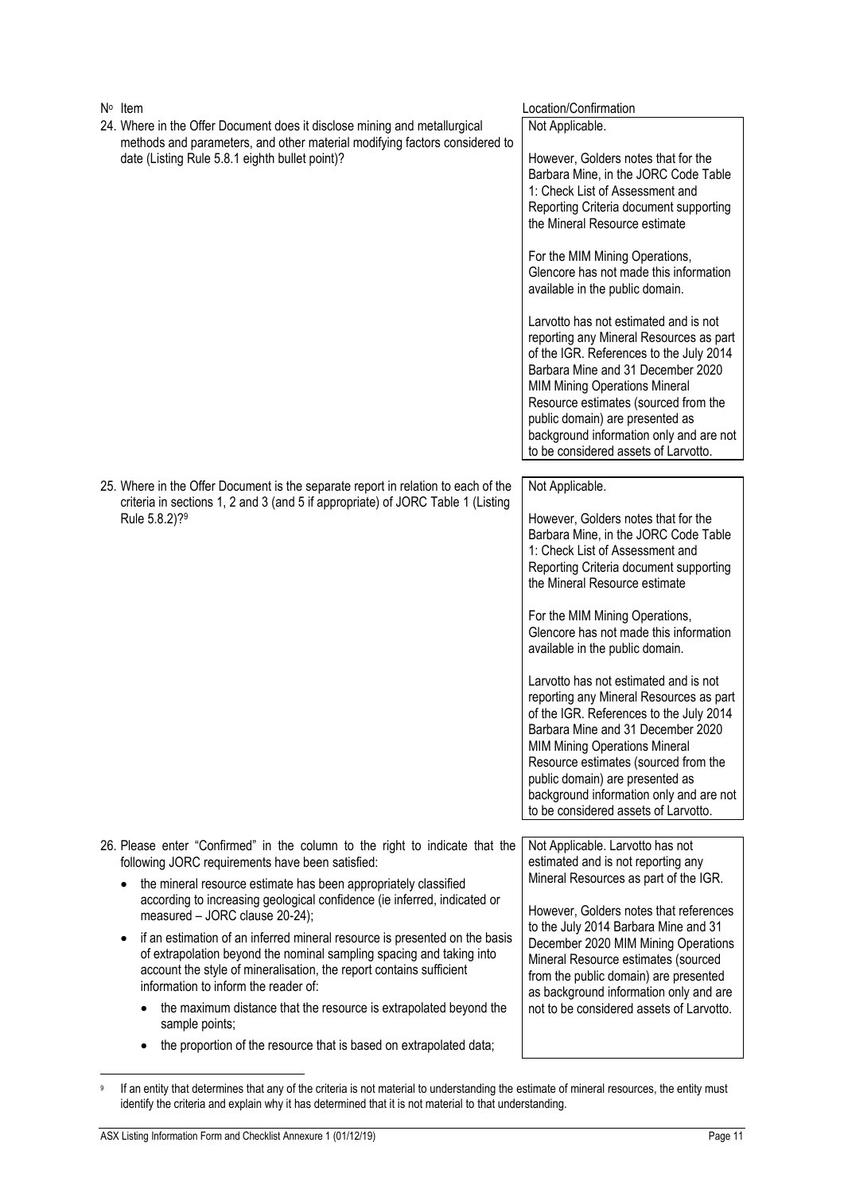| Nº Item | Location/Confirmation |
|---|---|
| 24. Where in the Offer Document does it disclose mining and metallurgical methods and parameters, and other material modifying factors considered to date (Listing Rule 5.8.1 eighth bullet point)? | Not Applicable.<br><br>However, Golders notes that for the Barbara Mine, in the JORC Code Table 1: Check List of Assessment and Reporting Criteria document supporting the Mineral Resource estimate<br><br>For the MIM Mining Operations, Glencore has not made this information available in the public domain.<br><br>Larvotto has not estimated and is not reporting any Mineral Resources as part of the IGR. References to the July 2014 Barbara Mine and 31 December 2020 MIM Mining Operations Mineral Resource estimates (sourced from the public domain) are presented as background information only and are not to be considered assets of Larvotto. |
| 25. Where in the Offer Document is the separate report in relation to each of the criteria in sections 1, 2 and 3 (and 5 if appropriate) of JORC Table 1 (Listing Rule 5.8.2)?[9] | Not Applicable.<br><br>However, Golders notes that for the Barbara Mine, in the JORC Code Table 1: Check List of Assessment and Reporting Criteria document supporting the Mineral Resource estimate<br><br>For the MIM Mining Operations, Glencore has not made this information available in the public domain.<br><br>Larvotto has not estimated and is not reporting any Mineral Resources as part of the IGR. References to the July 2014 Barbara Mine and 31 December 2020 MIM Mining Operations Mineral Resource estimates (sourced from the public domain) are presented as background information only and are not to be considered assets of Larvotto. |
| 26. Please enter "Confirmed" in the column to the right to indicate that the following JORC requirements have been satisfied:<br>• the mineral resource estimate has been appropriately classified according to increasing geological confidence (ie inferred, indicated or measured – JORC clause 20-24);<br>• if an estimation of an inferred mineral resource is presented on the basis of extrapolation beyond the nominal sampling spacing and taking into account the style of mineralisation, the report contains sufficient information to inform the reader of:<br>&nbsp;&nbsp;&nbsp;&nbsp;• the maximum distance that the resource is extrapolated beyond the sample points;<br>&nbsp;&nbsp;&nbsp;&nbsp;• the proportion of the resource that is based on extrapolated data; | Not Applicable. Larvotto has not estimated and is not reporting any Mineral Resources as part of the IGR.<br><br>However, Golders notes that references to the July 2014 Barbara Mine and 31 December 2020 MIM Mining Operations Mineral Resource estimates (sourced from the public domain) are presented as background information only and are not to be considered assets of Larvotto. |

[9] If an entity that determines that any of the criteria is not material to understanding the estimate of mineral resources, the entity must identify the criteria and explain why it has determined that it is not material to that understanding.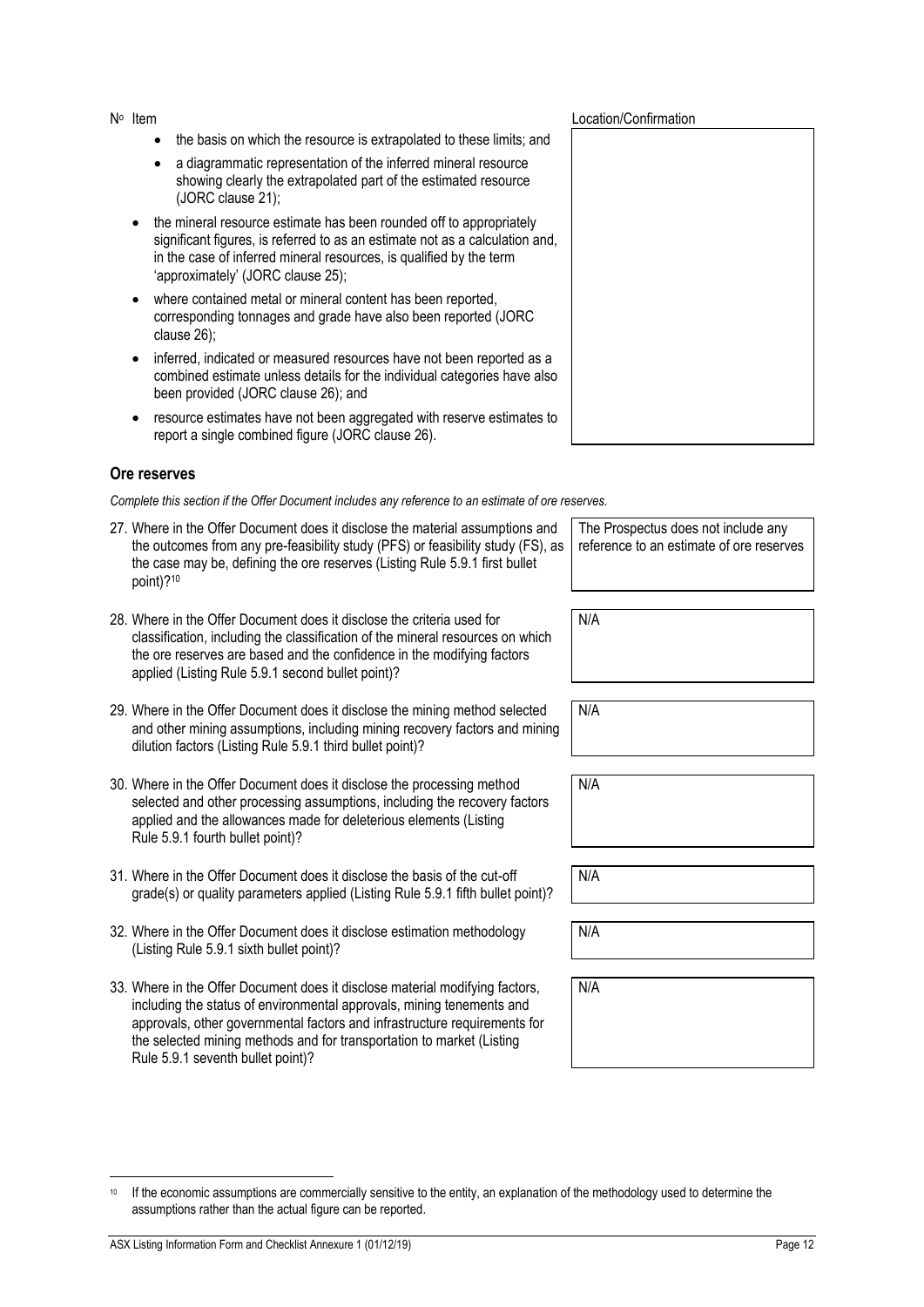| Nº Item | Location/Confirmation |
|---|---|
| • the basis on which the resource is extrapolated to these limits; and<br>• a diagrammatic representation of the inferred mineral resource showing clearly the extrapolated part of the estimated resource (JORC clause 21);<br>• the mineral resource estimate has been rounded off to appropriately significant figures, is referred to as an estimate not as a calculation and, in the case of inferred mineral resources, is qualified by the term 'approximately' (JORC clause 25);<br>• where contained metal or mineral content has been reported, corresponding tonnages and grade have also been reported (JORC clause 26);<br>• inferred, indicated or measured resources have not been reported as a combined estimate unless details for the individual categories have also been provided (JORC clause 26); and<br>• resource estimates have not been aggregated with reserve estimates to report a single combined figure (JORC clause 26). | |

## Ore reserves

*Complete this section if the Offer Document includes any reference to an estimate of ore reserves.*

| Nº Item | Location/Confirmation |
|---|---|
| 27. Where in the Offer Document does it disclose the material assumptions and the outcomes from any pre-feasibility study (PFS) or feasibility study (FS), as the case may be, defining the ore reserves (Listing Rule 5.9.1 first bullet point)?[10] | The Prospectus does not include any reference to an estimate of ore reserves |
| 28. Where in the Offer Document does it disclose the criteria used for classification, including the classification of the mineral resources on which the ore reserves are based and the confidence in the modifying factors applied (Listing Rule 5.9.1 second bullet point)? | N/A |
| 29. Where in the Offer Document does it disclose the mining method selected and other mining assumptions, including mining recovery factors and mining dilution factors (Listing Rule 5.9.1 third bullet point)? | N/A |
| 30. Where in the Offer Document does it disclose the processing method selected and other processing assumptions, including the recovery factors applied and the allowances made for deleterious elements (Listing Rule 5.9.1 fourth bullet point)? | N/A |
| 31. Where in the Offer Document does it disclose the basis of the cut-off grade(s) or quality parameters applied (Listing Rule 5.9.1 fifth bullet point)? | N/A |
| 32. Where in the Offer Document does it disclose estimation methodology (Listing Rule 5.9.1 sixth bullet point)? | N/A |
| 33. Where in the Offer Document does it disclose material modifying factors, including the status of environmental approvals, mining tenements and approvals, other governmental factors and infrastructure requirements for the selected mining methods and for transportation to market (Listing Rule 5.9.1 seventh bullet point)? | N/A |

[10] If the economic assumptions are commercially sensitive to the entity, an explanation of the methodology used to determine the assumptions rather than the actual figure can be reported.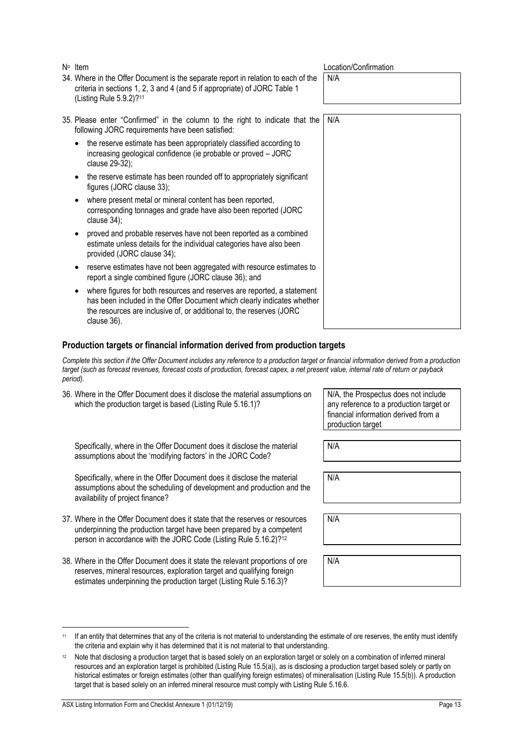| Nº Item | Location/Confirmation |
|---|---|
| 34. Where in the Offer Document is the separate report in relation to each of the criteria in sections 1, 2, 3 and 4 (and 5 if appropriate) of JORC Table 1 (Listing Rule 5.9.2)?[11] | N/A |
| 35. Please enter "Confirmed" in the column to the right to indicate that the following JORC requirements have been satisfied:<br>• the reserve estimate has been appropriately classified according to increasing geological confidence (ie probable or proved – JORC clause 29-32);<br>• the reserve estimate has been rounded off to appropriately significant figures (JORC clause 33);<br>• where present metal or mineral content has been reported, corresponding tonnages and grade have also been reported (JORC clause 34);<br>• proved and probable reserves have not been reported as a combined estimate unless details for the individual categories have also been provided (JORC clause 34);<br>• reserve estimates have not been aggregated with resource estimates to report a single combined figure (JORC clause 36); and<br>• where figures for both resources and reserves are reported, a statement has been included in the Offer Document which clearly indicates whether the resources are inclusive of, or additional to, the reserves (JORC clause 36). | N/A |

## Production targets or financial information derived from production targets

*Complete this section if the Offer Document includes any reference to a production target or financial information derived from a production target (such as forecast revenues, forecast costs of production, forecast capex, a net present value, internal rate of return or payback period).*

| Nº Item | Location/Confirmation |
|---|---|
| 36. Where in the Offer Document does it disclose the material assumptions on which the production target is based (Listing Rule 5.16.1)? | N/A, the Prospectus does not include any reference to a production target or financial information derived from a production target |
| Specifically, where in the Offer Document does it disclose the material assumptions about the 'modifying factors' in the JORC Code? | N/A |
| Specifically, where in the Offer Document does it disclose the material assumptions about the scheduling of development and production and the availability of project finance? | N/A |
| 37. Where in the Offer Document does it state that the reserves or resources underpinning the production target have been prepared by a competent person in accordance with the JORC Code (Listing Rule 5.16.2)?[12] | N/A |
| 38. Where in the Offer Document does it state the relevant proportions of ore reserves, mineral resources, exploration target and qualifying foreign estimates underpinning the production target (Listing Rule 5.16.3)? | N/A |

[11] If an entity that determines that any of the criteria is not material to understanding the estimate of ore reserves, the entity must identify the criteria and explain why it has determined that it is not material to that understanding.

[12] Note that disclosing a production target that is based solely on an exploration target or solely on a combination of inferred mineral resources and an exploration target is prohibited (Listing Rule 15.5(a)), as is disclosing a production target based solely or partly on historical estimates or foreign estimates (other than qualifying foreign estimates) of mineralisation (Listing Rule 15.5(b)). A production target that is based solely on an inferred mineral resource must comply with Listing Rule 5.16.6.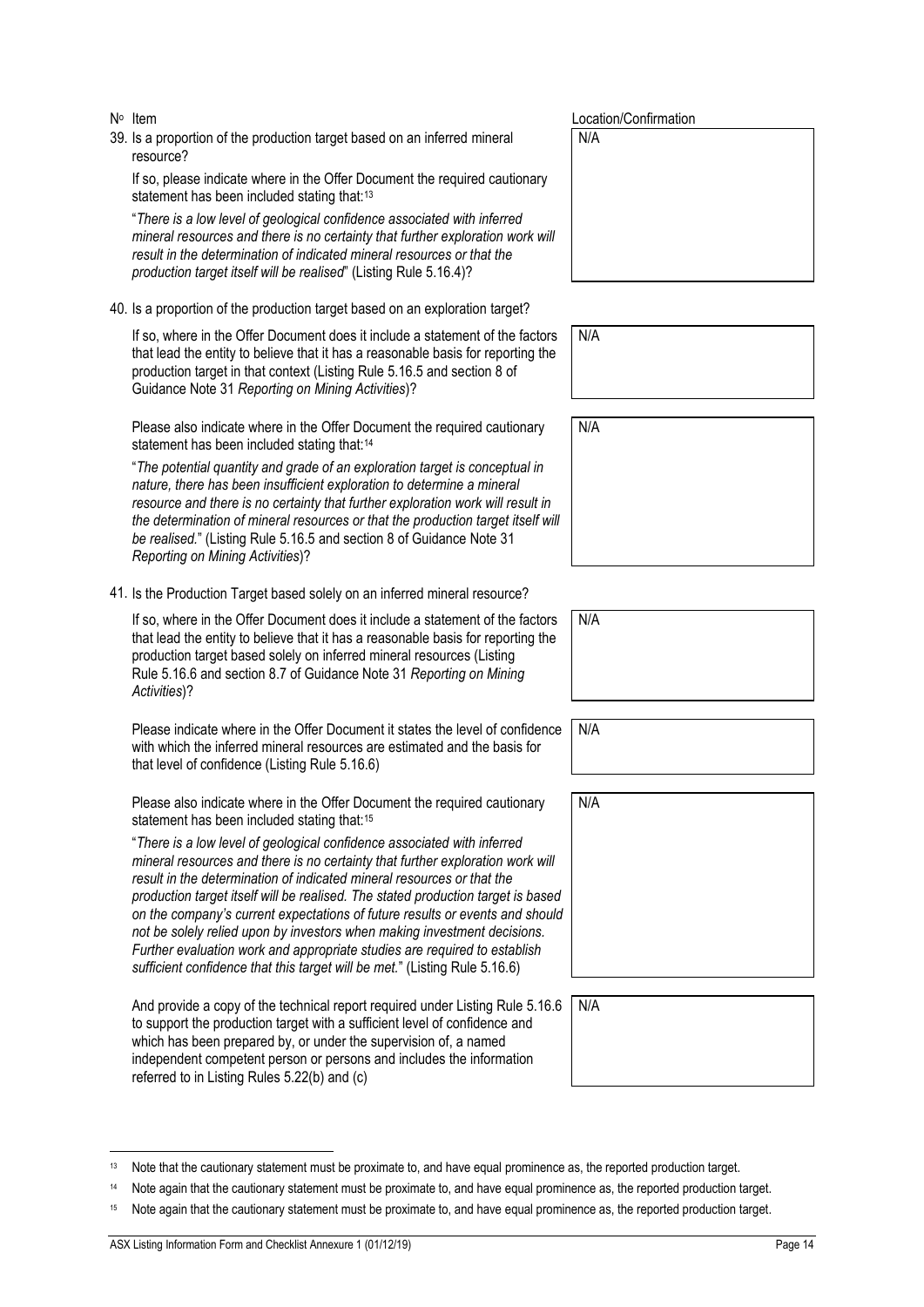| Nº | Item | Location/Confirmation |
|---|---|---|
| 39. | Is a proportion of the production target based on an inferred mineral resource?<br><br>If so, please indicate where in the Offer Document the required cautionary statement has been included stating that:[13]<br><br>"*There is a low level of geological confidence associated with inferred mineral resources and there is no certainty that further exploration work will result in the determination of indicated mineral resources or that the production target itself will be realised*" (Listing Rule 5.16.4)? | N/A |
| 40. | Is a proportion of the production target based on an exploration target?<br><br>If so, where in the Offer Document does it include a statement of the factors that lead the entity to believe that it has a reasonable basis for reporting the production target in that context (Listing Rule 5.16.5 and section 8 of Guidance Note 31 *Reporting on Mining Activities*)? | N/A |
| | Please also indicate where in the Offer Document the required cautionary statement has been included stating that:[14]<br><br>"*The potential quantity and grade of an exploration target is conceptual in nature, there has been insufficient exploration to determine a mineral resource and there is no certainty that further exploration work will result in the determination of mineral resources or that the production target itself will be realised.*" (Listing Rule 5.16.5 and section 8 of Guidance Note 31 *Reporting on Mining Activities*)? | N/A |
| 41. | Is the Production Target based solely on an inferred mineral resource?<br><br>If so, where in the Offer Document does it include a statement of the factors that lead the entity to believe that it has a reasonable basis for reporting the production target based solely on inferred mineral resources (Listing Rule 5.16.6 and section 8.7 of Guidance Note 31 *Reporting on Mining Activities*)? | N/A |
| | Please indicate where in the Offer Document it states the level of confidence with which the inferred mineral resources are estimated and the basis for that level of confidence (Listing Rule 5.16.6) | N/A |
| | Please also indicate where in the Offer Document the required cautionary statement has been included stating that:[15]<br><br>"*There is a low level of geological confidence associated with inferred mineral resources and there is no certainty that further exploration work will result in the determination of indicated mineral resources or that the production target itself will be realised. The stated production target is based on the company's current expectations of future results or events and should not be solely relied upon by investors when making investment decisions. Further evaluation work and appropriate studies are required to establish sufficient confidence that this target will be met.*" (Listing Rule 5.16.6) | N/A |
| | And provide a copy of the technical report required under Listing Rule 5.16.6 to support the production target with a sufficient level of confidence and which has been prepared by, or under the supervision of, a named independent competent person or persons and includes the information referred to in Listing Rules 5.22(b) and (c) | N/A |

[13] Note that the cautionary statement must be proximate to, and have equal prominence as, the reported production target.

[14] Note again that the cautionary statement must be proximate to, and have equal prominence as, the reported production target.

[15] Note again that the cautionary statement must be proximate to, and have equal prominence as, the reported production target.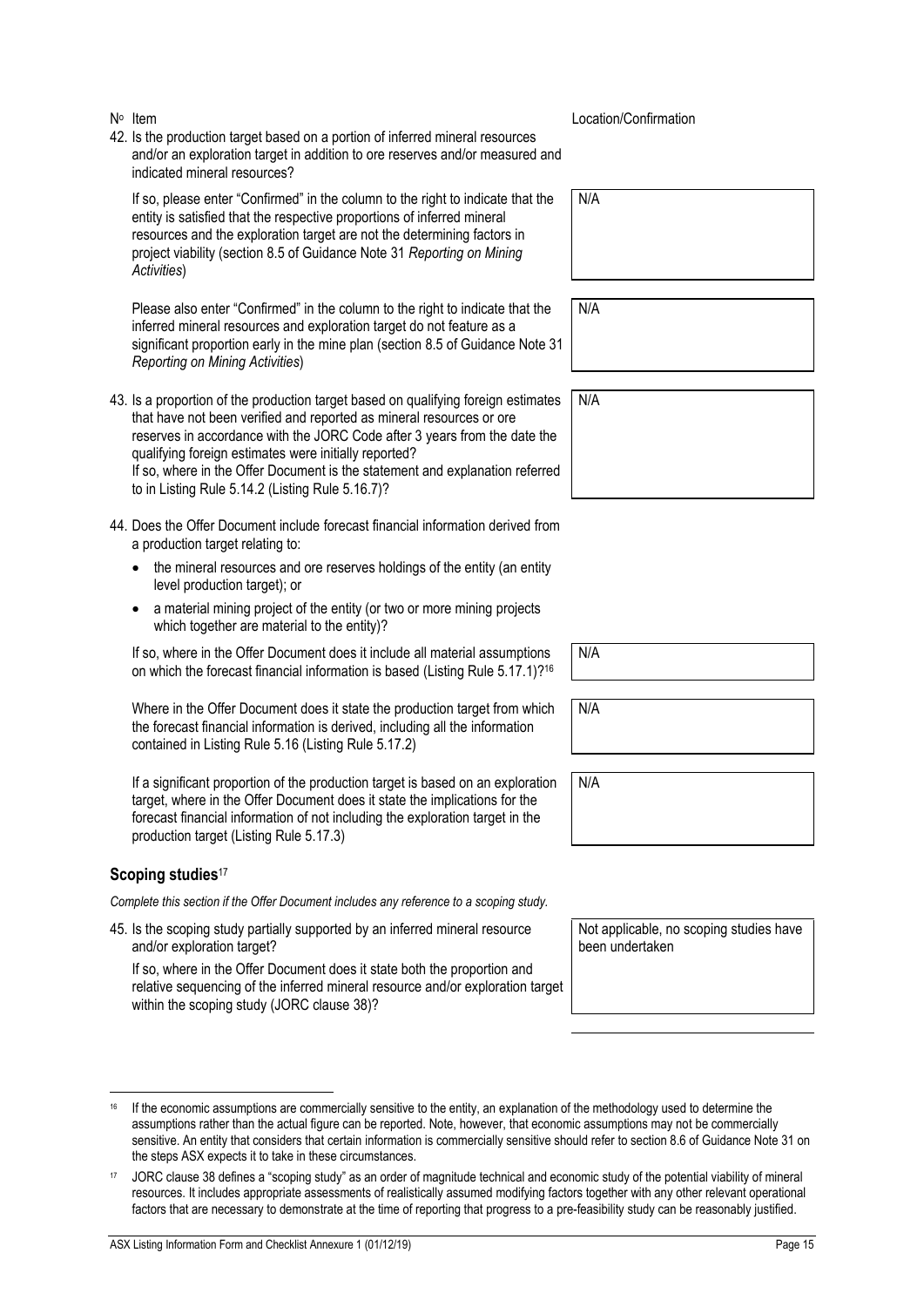| Nº Item | Location/Confirmation |
|---|---|
| 42. Is the production target based on a portion of inferred mineral resources and/or an exploration target in addition to ore reserves and/or measured and indicated mineral resources? | |
| If so, please enter "Confirmed" in the column to the right to indicate that the entity is satisfied that the respective proportions of inferred mineral resources and the exploration target are not the determining factors in project viability (section 8.5 of Guidance Note 31 *Reporting on Mining Activities*) | N/A |
| Please also enter "Confirmed" in the column to the right to indicate that the inferred mineral resources and exploration target do not feature as a significant proportion early in the mine plan (section 8.5 of Guidance Note 31 *Reporting on Mining Activities*) | N/A |
| 43. Is a proportion of the production target based on qualifying foreign estimates that have not been verified and reported as mineral resources or ore reserves in accordance with the JORC Code after 3 years from the date the qualifying foreign estimates were initially reported? If so, where in the Offer Document is the statement and explanation referred to in Listing Rule 5.14.2 (Listing Rule 5.16.7)? | N/A |
| 44. Does the Offer Document include forecast financial information derived from a production target relating to:<br>• the mineral resources and ore reserves holdings of the entity (an entity level production target); or<br>• a material mining project of the entity (or two or more mining projects which together are material to the entity)? | |
| If so, where in the Offer Document does it include all material assumptions on which the forecast financial information is based (Listing Rule 5.17.1)?[16] | N/A |
| Where in the Offer Document does it state the production target from which the forecast financial information is derived, including all the information contained in Listing Rule 5.16 (Listing Rule 5.17.2) | N/A |
| If a significant proportion of the production target is based on an exploration target, where in the Offer Document does it state the implications for the forecast financial information of not including the exploration target in the production target (Listing Rule 5.17.3) | N/A |

### Scoping studies[17]

*Complete this section if the Offer Document includes any reference to a scoping study.*

| Nº Item | Location/Confirmation |
|---|---|
| 45. Is the scoping study partially supported by an inferred mineral resource and/or exploration target?<br>If so, where in the Offer Document does it state both the proportion and relative sequencing of the inferred mineral resource and/or exploration target within the scoping study (JORC clause 38)? | Not applicable, no scoping studies have been undertaken |

[16] If the economic assumptions are commercially sensitive to the entity, an explanation of the methodology used to determine the assumptions rather than the actual figure can be reported. Note, however, that economic assumptions may not be commercially sensitive. An entity that considers that certain information is commercially sensitive should refer to section 8.6 of Guidance Note 31 on the steps ASX expects it to take in these circumstances.

[17] JORC clause 38 defines a "scoping study" as an order of magnitude technical and economic study of the potential viability of mineral resources. It includes appropriate assessments of realistically assumed modifying factors together with any other relevant operational factors that are necessary to demonstrate at the time of reporting that progress to a pre-feasibility study can be reasonably justified.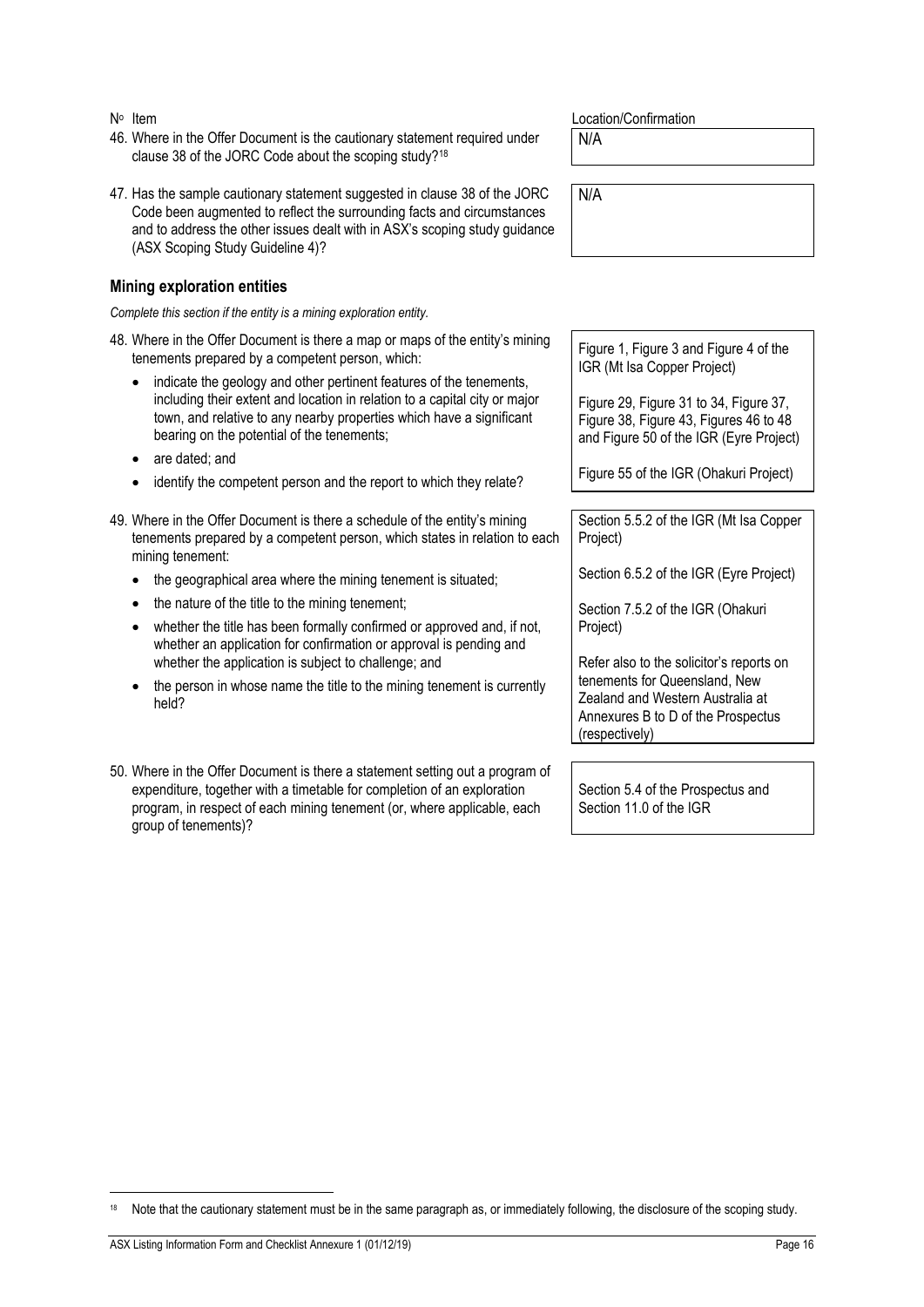| Nº Item | Location/Confirmation |
|---|---|
| 46. Where in the Offer Document is the cautionary statement required under clause 38 of the JORC Code about the scoping study?[18] | N/A |
| 47. Has the sample cautionary statement suggested in clause 38 of the JORC Code been augmented to reflect the surrounding facts and circumstances and to address the other issues dealt with in ASX's scoping study guidance (ASX Scoping Study Guideline 4)? | N/A |

### Mining exploration entities

*Complete this section if the entity is a mining exploration entity.*

| Nº Item | Location/Confirmation |
|---|---|
| 48. Where in the Offer Document is there a map or maps of the entity's mining tenements prepared by a competent person, which:<br>• indicate the geology and other pertinent features of the tenements, including their extent and location in relation to a capital city or major town, and relative to any nearby properties which have a significant bearing on the potential of the tenements;<br>• are dated; and<br>• identify the competent person and the report to which they relate? | Figure 1, Figure 3 and Figure 4 of the IGR (Mt Isa Copper Project)<br><br>Figure 29, Figure 31 to 34, Figure 37, Figure 38, Figure 43, Figures 46 to 48 and Figure 50 of the IGR (Eyre Project)<br><br>Figure 55 of the IGR (Ohakuri Project) |
| 49. Where in the Offer Document is there a schedule of the entity's mining tenements prepared by a competent person, which states in relation to each mining tenement:<br>• the geographical area where the mining tenement is situated;<br>• the nature of the title to the mining tenement;<br>• whether the title has been formally confirmed or approved and, if not, whether an application for confirmation or approval is pending and whether the application is subject to challenge; and<br>• the person in whose name the title to the mining tenement is currently held? | Section 5.5.2 of the IGR (Mt Isa Copper Project)<br><br>Section 6.5.2 of the IGR (Eyre Project)<br><br>Section 7.5.2 of the IGR (Ohakuri Project)<br><br>Refer also to the solicitor's reports on tenements for Queensland, New Zealand and Western Australia at Annexures B to D of the Prospectus (respectively) |
| 50. Where in the Offer Document is there a statement setting out a program of expenditure, together with a timetable for completion of an exploration program, in respect of each mining tenement (or, where applicable, each group of tenements)? | Section 5.4 of the Prospectus and Section 11.0 of the IGR |

[18] Note that the cautionary statement must be in the same paragraph as, or immediately following, the disclosure of the scoping study.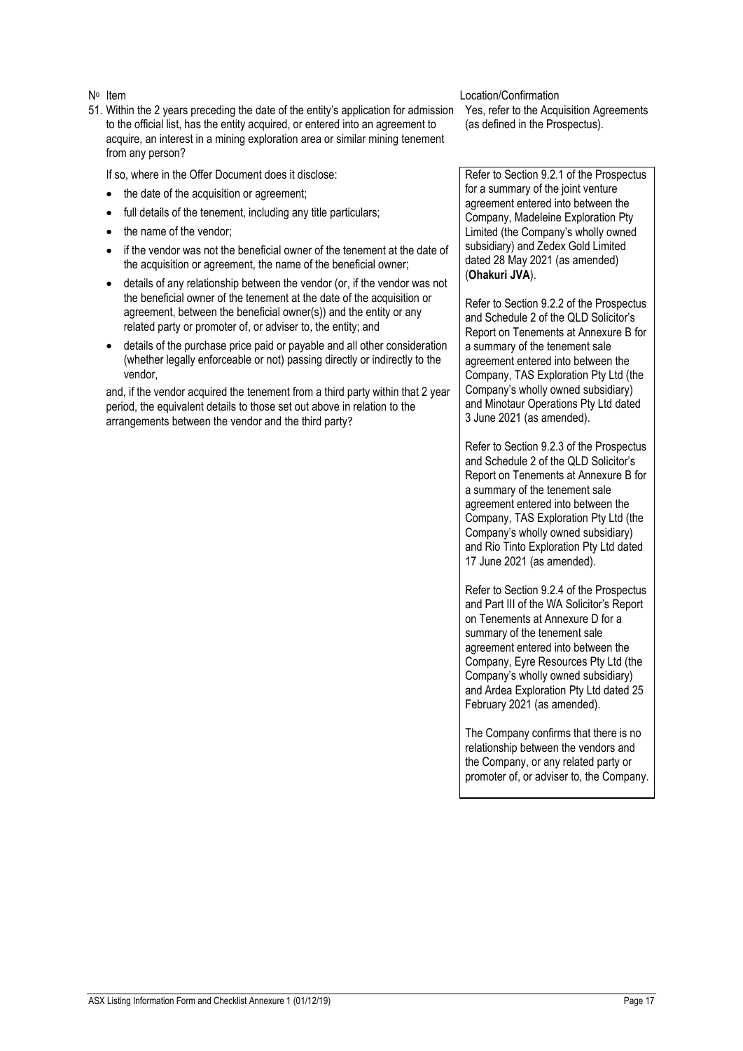| Nº Item | Location/Confirmation |
|---|---|
| 51. Within the 2 years preceding the date of the entity's application for admission to the official list, has the entity acquired, or entered into an agreement to acquire, an interest in a mining exploration area or similar mining tenement from any person? | Yes, refer to the Acquisition Agreements (as defined in the Prospectus). |
| If so, where in the Offer Document does it disclose:<br>• the date of the acquisition or agreement;<br>• full details of the tenement, including any title particulars;<br>• the name of the vendor;<br>• if the vendor was not the beneficial owner of the tenement at the date of the acquisition or agreement, the name of the beneficial owner;<br>• details of any relationship between the vendor (or, if the vendor was not the beneficial owner of the tenement at the date of the acquisition or agreement, between the beneficial owner(s)) and the entity or any related party or promoter of, or adviser to, the entity; and<br>• details of the purchase price paid or payable and all other consideration (whether legally enforceable or not) passing directly or indirectly to the vendor,<br><br>and, if the vendor acquired the tenement from a third party within that 2 year period, the equivalent details to those set out above in relation to the arrangements between the vendor and the third party? | Refer to Section 9.2.1 of the Prospectus for a summary of the joint venture agreement entered into between the Company, Madeleine Exploration Pty Limited (the Company's wholly owned subsidiary) and Zedex Gold Limited dated 28 May 2021 (as amended) (**Ohakuri JVA**).<br><br>Refer to Section 9.2.2 of the Prospectus and Schedule 2 of the QLD Solicitor's Report on Tenements at Annexure B for a summary of the tenement sale agreement entered into between the Company, TAS Exploration Pty Ltd (the Company's wholly owned subsidiary) and Minotaur Operations Pty Ltd dated 3 June 2021 (as amended).<br><br>Refer to Section 9.2.3 of the Prospectus and Schedule 2 of the QLD Solicitor's Report on Tenements at Annexure B for a summary of the tenement sale agreement entered into between the Company, TAS Exploration Pty Ltd (the Company's wholly owned subsidiary) and Rio Tinto Exploration Pty Ltd dated 17 June 2021 (as amended).<br><br>Refer to Section 9.2.4 of the Prospectus and Part III of the WA Solicitor's Report on Tenements at Annexure D for a summary of the tenement sale agreement entered into between the Company, Eyre Resources Pty Ltd (the Company's wholly owned subsidiary) and Ardea Exploration Pty Ltd dated 25 February 2021 (as amended).<br><br>The Company confirms that there is no relationship between the vendors and the Company, or any related party or promoter of, or adviser to, the Company. |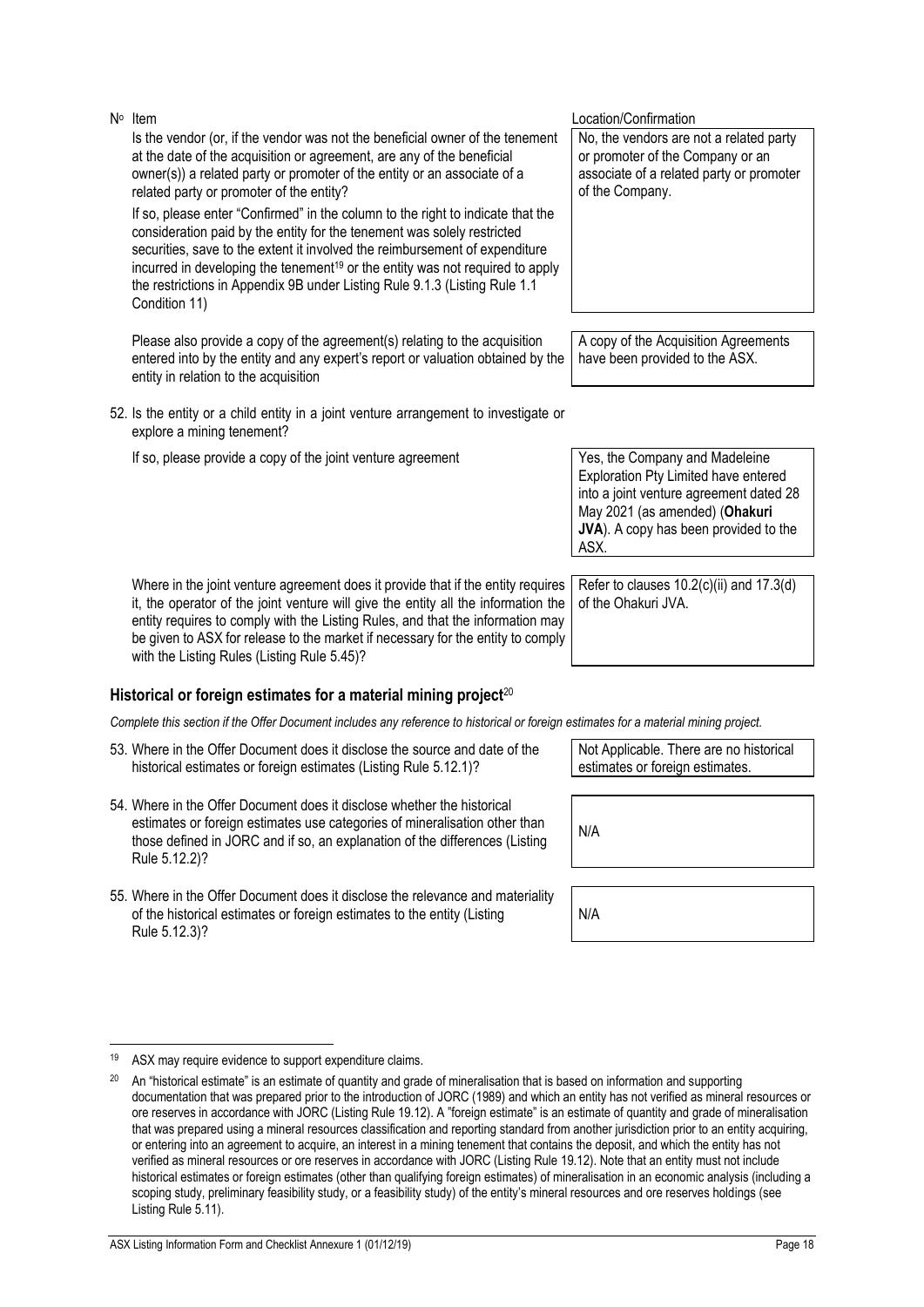| Nº | Item | Location/Confirmation |
|---|---|---|
| | Is the vendor (or, if the vendor was not the beneficial owner of the tenement at the date of the acquisition or agreement, are any of the beneficial owner(s)) a related party or promoter of the entity or an associate of a related party or promoter of the entity?<br><br>If so, please enter "Confirmed" in the column to the right to indicate that the consideration paid by the entity for the tenement was solely restricted securities, save to the extent it involved the reimbursement of expenditure incurred in developing the tenement[19] or the entity was not required to apply the restrictions in Appendix 9B under Listing Rule 9.1.3 (Listing Rule 1.1 Condition 11) | No, the vendors are not a related party or promoter of the Company or an associate of a related party or promoter of the Company. |
| | Please also provide a copy of the agreement(s) relating to the acquisition entered into by the entity and any expert's report or valuation obtained by the entity in relation to the acquisition | A copy of the Acquisition Agreements have been provided to the ASX. |
| 52. | Is the entity or a child entity in a joint venture arrangement to investigate or explore a mining tenement?<br><br>If so, please provide a copy of the joint venture agreement | Yes, the Company and Madeleine Exploration Pty Limited have entered into a joint venture agreement dated 28 May 2021 (as amended) (**Ohakuri JVA**). A copy has been provided to the ASX. |
| | Where in the joint venture agreement does it provide that if the entity requires it, the operator of the joint venture will give the entity all the information the entity requires to comply with the Listing Rules, and that the information may be given to ASX for release to the market if necessary for the entity to comply with the Listing Rules (Listing Rule 5.45)? | Refer to clauses 10.2(c)(ii) and 17.3(d) of the Ohakuri JVA. |

## Historical or foreign estimates for a material mining project[20]

*Complete this section if the Offer Document includes any reference to historical or foreign estimates for a material mining project.*

| Nº | Item | Location/Confirmation |
|---|---|---|
| 53. | Where in the Offer Document does it disclose the source and date of the historical estimates or foreign estimates (Listing Rule 5.12.1)? | Not Applicable. There are no historical estimates or foreign estimates. |
| 54. | Where in the Offer Document does it disclose whether the historical estimates or foreign estimates use categories of mineralisation other than those defined in JORC and if so, an explanation of the differences (Listing Rule 5.12.2)? | N/A |
| 55. | Where in the Offer Document does it disclose the relevance and materiality of the historical estimates or foreign estimates to the entity (Listing Rule 5.12.3)? | N/A |

---

[19] ASX may require evidence to support expenditure claims.

[20] An "historical estimate" is an estimate of quantity and grade of mineralisation that is based on information and supporting documentation that was prepared prior to the introduction of JORC (1989) and which an entity has not verified as mineral resources or ore reserves in accordance with JORC (Listing Rule 19.12). A "foreign estimate" is an estimate of quantity and grade of mineralisation that was prepared using a mineral resources classification and reporting standard from another jurisdiction prior to an entity acquiring, or entering into an agreement to acquire, an interest in a mining tenement that contains the deposit, and which the entity has not verified as mineral resources or ore reserves in accordance with JORC (Listing Rule 19.12). Note that an entity must not include historical estimates or foreign estimates (other than qualifying foreign estimates) of mineralisation in an economic analysis (including a scoping study, preliminary feasibility study, or a feasibility study) of the entity's mineral resources and ore reserves holdings (see Listing Rule 5.11).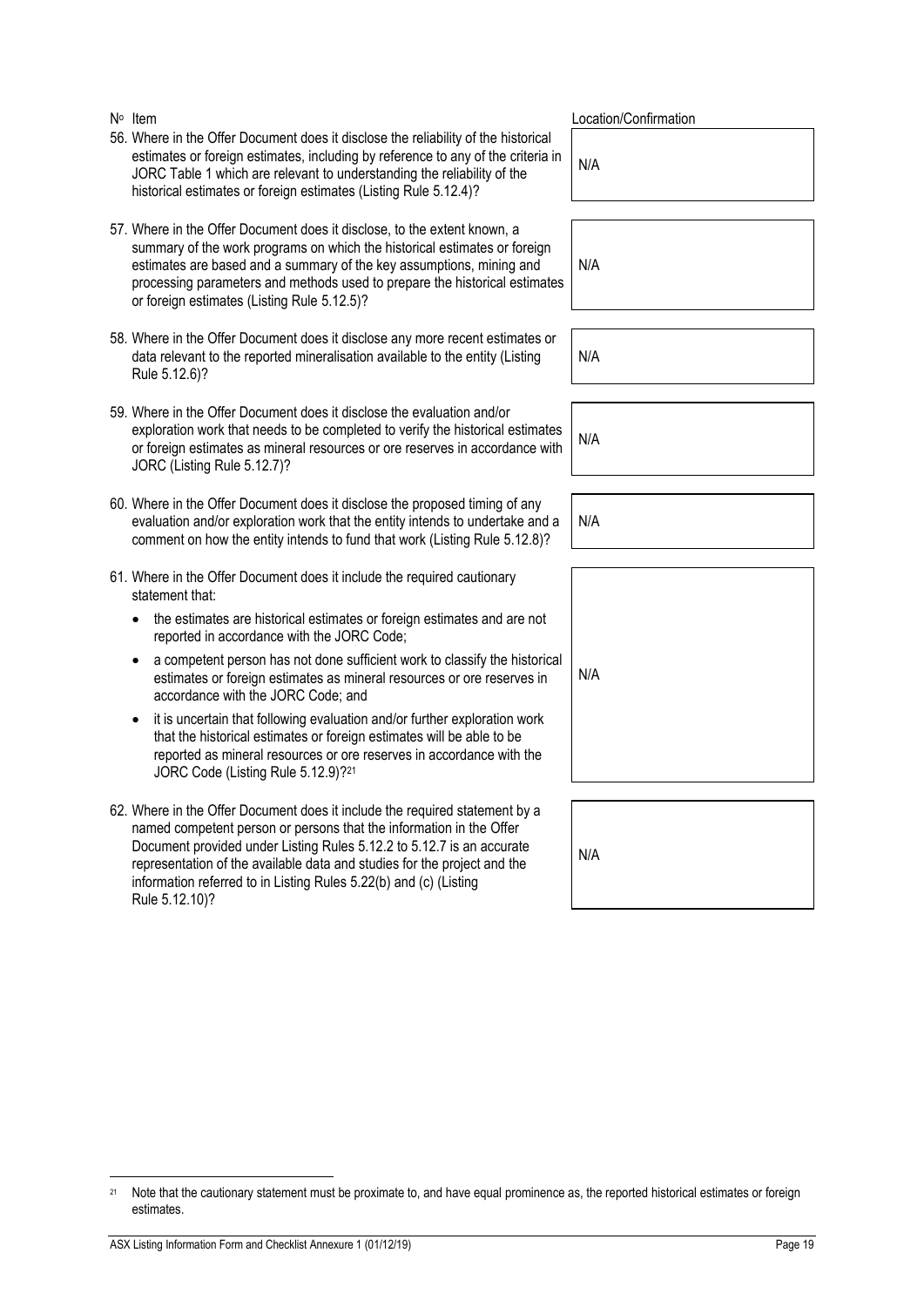| Nº Item | Location/Confirmation |
|---|---|
| 56. Where in the Offer Document does it disclose the reliability of the historical estimates or foreign estimates, including by reference to any of the criteria in JORC Table 1 which are relevant to understanding the reliability of the historical estimates or foreign estimates (Listing Rule 5.12.4)? | N/A |
| 57. Where in the Offer Document does it disclose, to the extent known, a summary of the work programs on which the historical estimates or foreign estimates are based and a summary of the key assumptions, mining and processing parameters and methods used to prepare the historical estimates or foreign estimates (Listing Rule 5.12.5)? | N/A |
| 58. Where in the Offer Document does it disclose any more recent estimates or data relevant to the reported mineralisation available to the entity (Listing Rule 5.12.6)? | N/A |
| 59. Where in the Offer Document does it disclose the evaluation and/or exploration work that needs to be completed to verify the historical estimates or foreign estimates as mineral resources or ore reserves in accordance with JORC (Listing Rule 5.12.7)? | N/A |
| 60. Where in the Offer Document does it disclose the proposed timing of any evaluation and/or exploration work that the entity intends to undertake and a comment on how the entity intends to fund that work (Listing Rule 5.12.8)? | N/A |
| 61. Where in the Offer Document does it include the required cautionary statement that:<br>• the estimates are historical estimates or foreign estimates and are not reported in accordance with the JORC Code;<br>• a competent person has not done sufficient work to classify the historical estimates or foreign estimates as mineral resources or ore reserves in accordance with the JORC Code; and<br>• it is uncertain that following evaluation and/or further exploration work that the historical estimates or foreign estimates will be able to be reported as mineral resources or ore reserves in accordance with the JORC Code (Listing Rule 5.12.9)?[21] | N/A |
| 62. Where in the Offer Document does it include the required statement by a named competent person or persons that the information in the Offer Document provided under Listing Rules 5.12.2 to 5.12.7 is an accurate representation of the available data and studies for the project and the information referred to in Listing Rules 5.22(b) and (c) (Listing Rule 5.12.10)? | N/A |

[21] Note that the cautionary statement must be proximate to, and have equal prominence as, the reported historical estimates or foreign estimates.